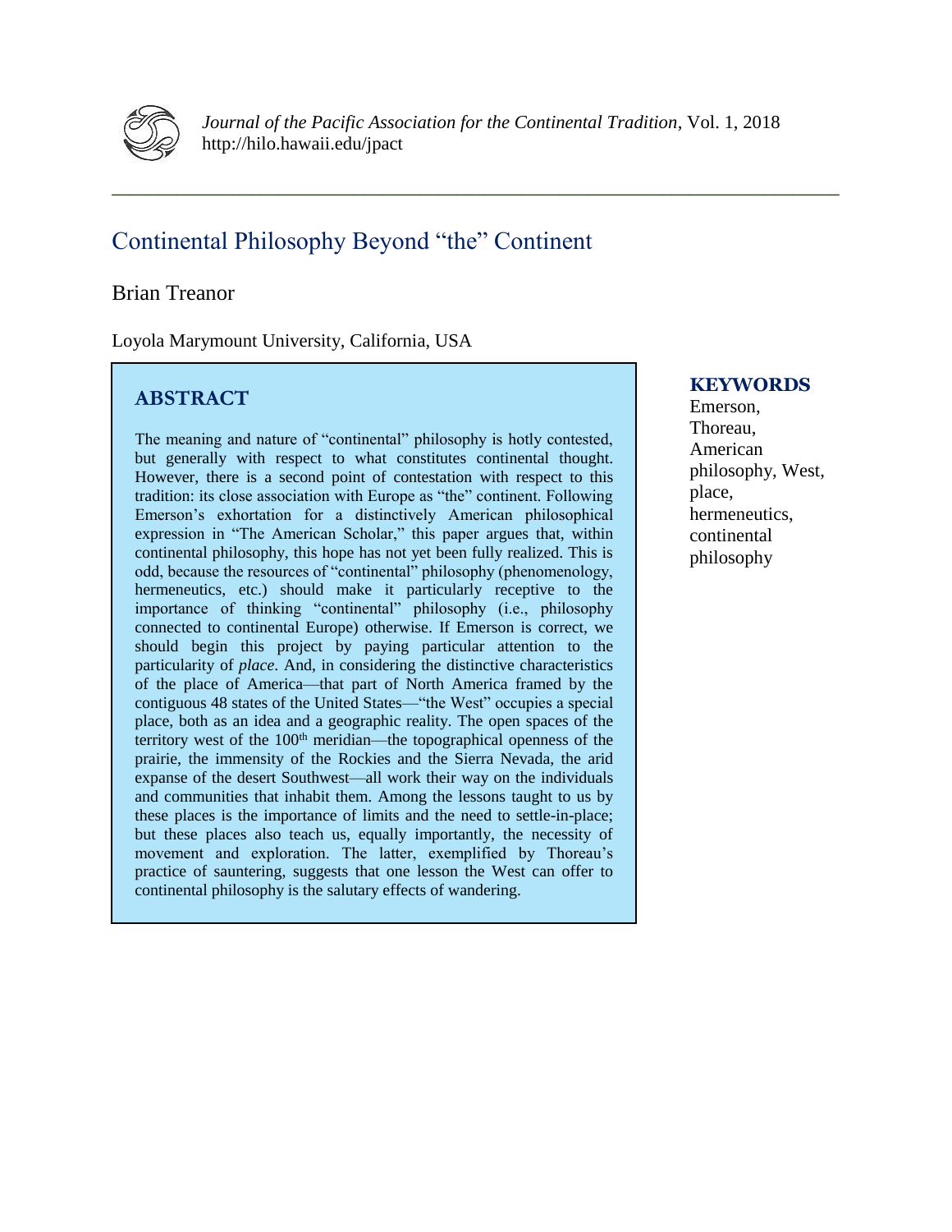*Journal of the Pacific Association for the Continental Tradition*, Vol. 1, 2018
http://hilo.hawaii.edu/jpact

# Continental Philosophy Beyond "the" Continent

Brian Treanor

Loyola Marymount University, California, USA

## ABSTRACT

The meaning and nature of "continental" philosophy is hotly contested, but generally with respect to what constitutes continental thought. However, there is a second point of contestation with respect to this tradition: its close association with Europe as "the" continent. Following Emerson's exhortation for a distinctively American philosophical expression in "The American Scholar," this paper argues that, within continental philosophy, this hope has not yet been fully realized. This is odd, because the resources of "continental" philosophy (phenomenology, hermeneutics, etc.) should make it particularly receptive to the importance of thinking "continental" philosophy (i.e., philosophy connected to continental Europe) otherwise. If Emerson is correct, we should begin this project by paying particular attention to the particularity of *place*. And, in considering the distinctive characteristics of the place of America—that part of North America framed by the contiguous 48 states of the United States—"the West" occupies a special place, both as an idea and a geographic reality. The open spaces of the territory west of the 100th meridian—the topographical openness of the prairie, the immensity of the Rockies and the Sierra Nevada, the arid expanse of the desert Southwest—all work their way on the individuals and communities that inhabit them. Among the lessons taught to us by these places is the importance of limits and the need to settle-in-place; but these places also teach us, equally importantly, the necessity of movement and exploration. The latter, exemplified by Thoreau's practice of sauntering, suggests that one lesson the West can offer to continental philosophy is the salutary effects of wandering.

## KEYWORDS

Emerson, Thoreau, American philosophy, West, place, hermeneutics, continental philosophy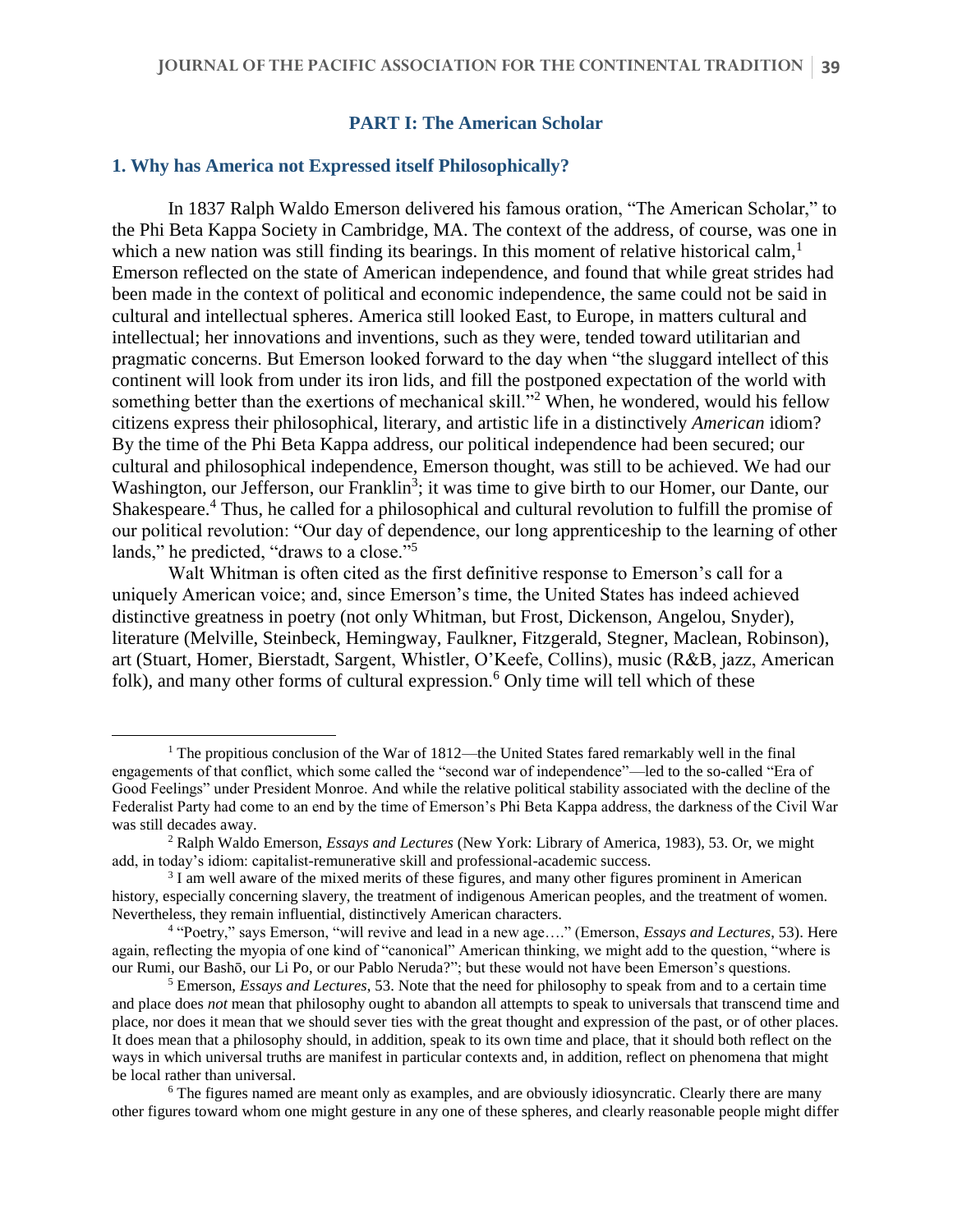## PART I: The American Scholar

### 1. Why has America not Expressed itself Philosophically?

In 1837 Ralph Waldo Emerson delivered his famous oration, "The American Scholar," to the Phi Beta Kappa Society in Cambridge, MA. The context of the address, of course, was one in which a new nation was still finding its bearings. In this moment of relative historical calm,[1] Emerson reflected on the state of American independence, and found that while great strides had been made in the context of political and economic independence, the same could not be said in cultural and intellectual spheres. America still looked East, to Europe, in matters cultural and intellectual; her innovations and inventions, such as they were, tended toward utilitarian and pragmatic concerns. But Emerson looked forward to the day when "the sluggard intellect of this continent will look from under its iron lids, and fill the postponed expectation of the world with something better than the exertions of mechanical skill."[2] When, he wondered, would his fellow citizens express their philosophical, literary, and artistic life in a distinctively *American* idiom? By the time of the Phi Beta Kappa address, our political independence had been secured; our cultural and philosophical independence, Emerson thought, was still to be achieved. We had our Washington, our Jefferson, our Franklin[3]; it was time to give birth to our Homer, our Dante, our Shakespeare.[4] Thus, he called for a philosophical and cultural revolution to fulfill the promise of our political revolution: "Our day of dependence, our long apprenticeship to the learning of other lands," he predicted, "draws to a close."[5]

Walt Whitman is often cited as the first definitive response to Emerson's call for a uniquely American voice; and, since Emerson's time, the United States has indeed achieved distinctive greatness in poetry (not only Whitman, but Frost, Dickenson, Angelou, Snyder), literature (Melville, Steinbeck, Hemingway, Faulkner, Fitzgerald, Stegner, Maclean, Robinson), art (Stuart, Homer, Bierstadt, Sargent, Whistler, O'Keefe, Collins), music (R&B, jazz, American folk), and many other forms of cultural expression.[6] Only time will tell which of these

---

[1] The propitious conclusion of the War of 1812—the United States fared remarkably well in the final engagements of that conflict, which some called the "second war of independence"—led to the so-called "Era of Good Feelings" under President Monroe. And while the relative political stability associated with the decline of the Federalist Party had come to an end by the time of Emerson's Phi Beta Kappa address, the darkness of the Civil War was still decades away.

[2] Ralph Waldo Emerson, *Essays and Lectures* (New York: Library of America, 1983), 53. Or, we might add, in today's idiom: capitalist-remunerative skill and professional-academic success.

[3] I am well aware of the mixed merits of these figures, and many other figures prominent in American history, especially concerning slavery, the treatment of indigenous American peoples, and the treatment of women. Nevertheless, they remain influential, distinctively American characters.

[4] "Poetry," says Emerson, "will revive and lead in a new age…." (Emerson, *Essays and Lectures*, 53). Here again, reflecting the myopia of one kind of "canonical" American thinking, we might add to the question, "where is our Rumi, our Bashō, our Li Po, or our Pablo Neruda?"; but these would not have been Emerson's questions.

[5] Emerson, *Essays and Lectures*, 53. Note that the need for philosophy to speak from and to a certain time and place does *not* mean that philosophy ought to abandon all attempts to speak to universals that transcend time and place, nor does it mean that we should sever ties with the great thought and expression of the past, or of other places. It does mean that a philosophy should, in addition, speak to its own time and place, that it should both reflect on the ways in which universal truths are manifest in particular contexts and, in addition, reflect on phenomena that might be local rather than universal.

[6] The figures named are meant only as examples, and are obviously idiosyncratic. Clearly there are many other figures toward whom one might gesture in any one of these spheres, and clearly reasonable people might differ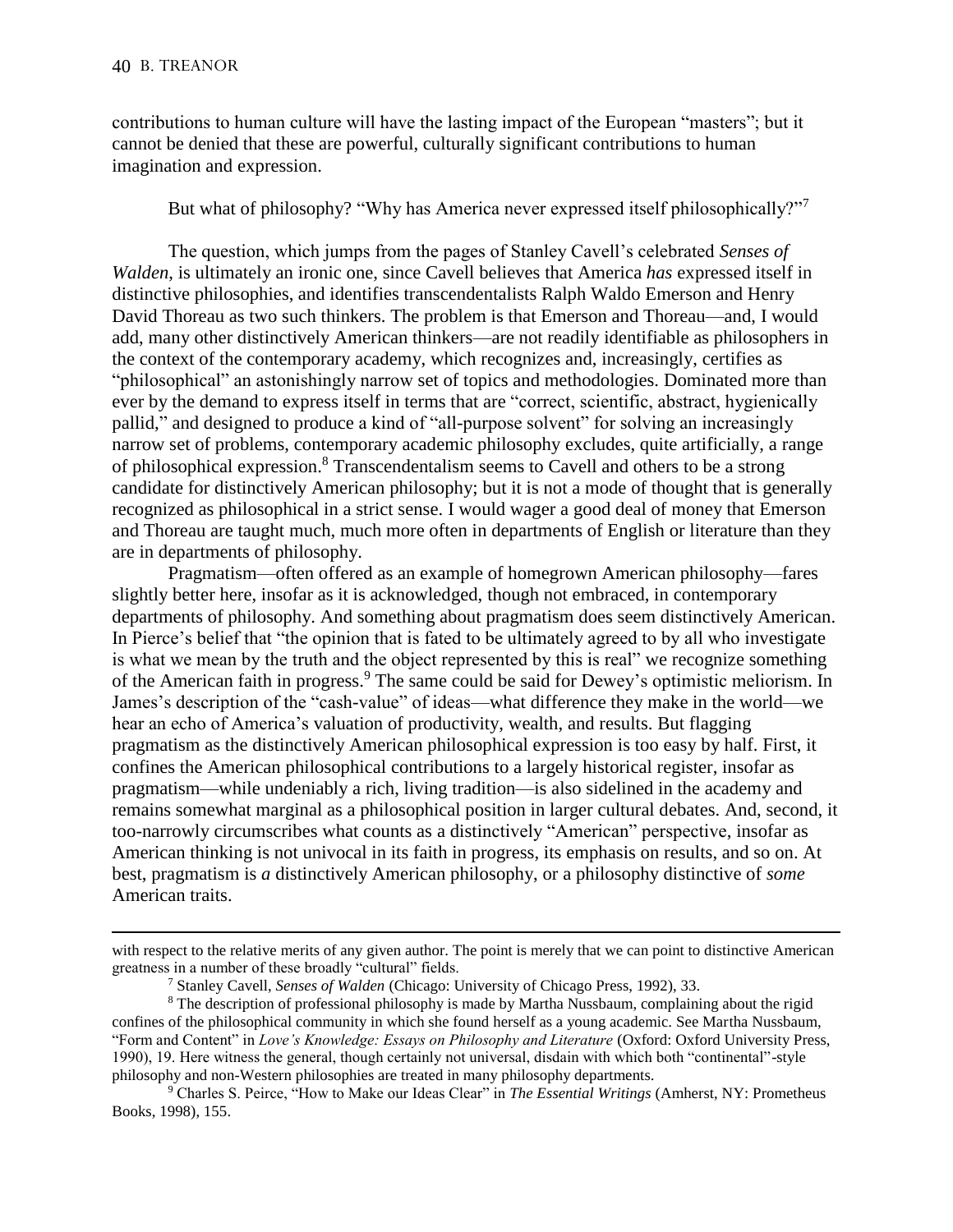contributions to human culture will have the lasting impact of the European "masters"; but it cannot be denied that these are powerful, culturally significant contributions to human imagination and expression.

But what of philosophy? "Why has America never expressed itself philosophically?"[7]

The question, which jumps from the pages of Stanley Cavell's celebrated *Senses of Walden*, is ultimately an ironic one, since Cavell believes that America *has* expressed itself in distinctive philosophies, and identifies transcendentalists Ralph Waldo Emerson and Henry David Thoreau as two such thinkers. The problem is that Emerson and Thoreau—and, I would add, many other distinctively American thinkers—are not readily identifiable as philosophers in the context of the contemporary academy, which recognizes and, increasingly, certifies as "philosophical" an astonishingly narrow set of topics and methodologies. Dominated more than ever by the demand to express itself in terms that are "correct, scientific, abstract, hygienically pallid," and designed to produce a kind of "all-purpose solvent" for solving an increasingly narrow set of problems, contemporary academic philosophy excludes, quite artificially, a range of philosophical expression.[8] Transcendentalism seems to Cavell and others to be a strong candidate for distinctively American philosophy; but it is not a mode of thought that is generally recognized as philosophical in a strict sense. I would wager a good deal of money that Emerson and Thoreau are taught much, much more often in departments of English or literature than they are in departments of philosophy.

Pragmatism—often offered as an example of homegrown American philosophy—fares slightly better here, insofar as it is acknowledged, though not embraced, in contemporary departments of philosophy. And something about pragmatism does seem distinctively American. In Pierce's belief that "the opinion that is fated to be ultimately agreed to by all who investigate is what we mean by the truth and the object represented by this is real" we recognize something of the American faith in progress.[9] The same could be said for Dewey's optimistic meliorism. In James's description of the "cash-value" of ideas—what difference they make in the world—we hear an echo of America's valuation of productivity, wealth, and results. But flagging pragmatism as the distinctively American philosophical expression is too easy by half. First, it confines the American philosophical contributions to a largely historical register, insofar as pragmatism—while undeniably a rich, living tradition—is also sidelined in the academy and remains somewhat marginal as a philosophical position in larger cultural debates. And, second, it too-narrowly circumscribes what counts as a distinctively "American" perspective, insofar as American thinking is not univocal in its faith in progress, its emphasis on results, and so on. At best, pragmatism is *a* distinctively American philosophy, or a philosophy distinctive of *some* American traits.

---

with respect to the relative merits of any given author. The point is merely that we can point to distinctive American greatness in a number of these broadly "cultural" fields.

[7] Stanley Cavell, *Senses of Walden* (Chicago: University of Chicago Press, 1992), 33.

[8] The description of professional philosophy is made by Martha Nussbaum, complaining about the rigid confines of the philosophical community in which she found herself as a young academic. See Martha Nussbaum, "Form and Content" in *Love's Knowledge: Essays on Philosophy and Literature* (Oxford: Oxford University Press, 1990), 19. Here witness the general, though certainly not universal, disdain with which both "continental"-style philosophy and non-Western philosophies are treated in many philosophy departments.

[9] Charles S. Peirce, "How to Make our Ideas Clear" in *The Essential Writings* (Amherst, NY: Prometheus Books, 1998), 155.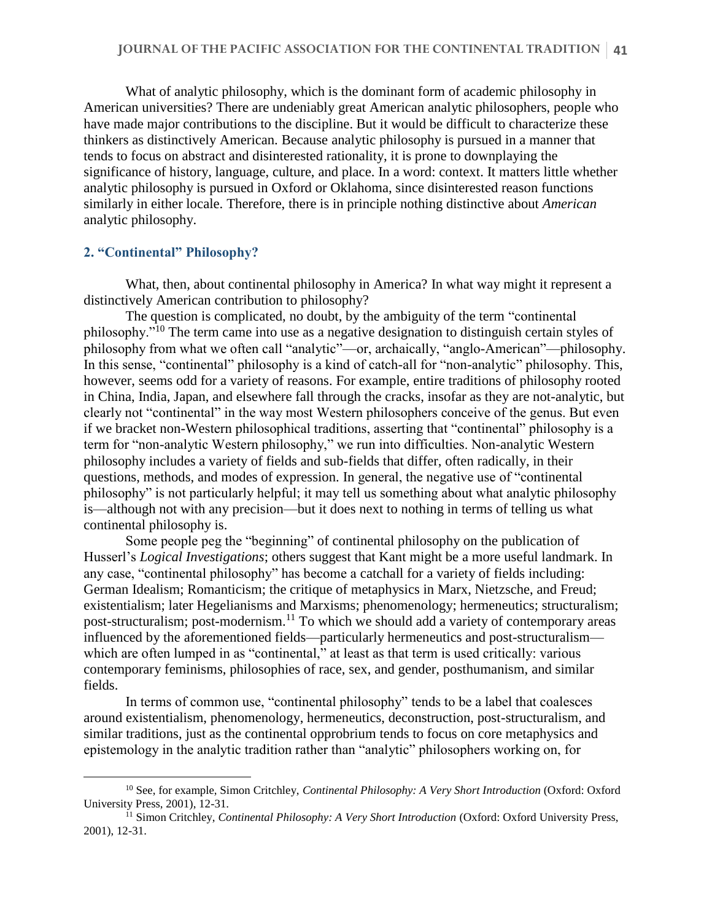What of analytic philosophy, which is the dominant form of academic philosophy in American universities? There are undeniably great American analytic philosophers, people who have made major contributions to the discipline. But it would be difficult to characterize these thinkers as distinctively American. Because analytic philosophy is pursued in a manner that tends to focus on abstract and disinterested rationality, it is prone to downplaying the significance of history, language, culture, and place. In a word: context. It matters little whether analytic philosophy is pursued in Oxford or Oklahoma, since disinterested reason functions similarly in either locale. Therefore, there is in principle nothing distinctive about *American* analytic philosophy.

## 2. "Continental" Philosophy?

What, then, about continental philosophy in America? In what way might it represent a distinctively American contribution to philosophy?

The question is complicated, no doubt, by the ambiguity of the term "continental philosophy."[10] The term came into use as a negative designation to distinguish certain styles of philosophy from what we often call "analytic"—or, archaically, "anglo-American"—philosophy. In this sense, "continental" philosophy is a kind of catch-all for "non-analytic" philosophy. This, however, seems odd for a variety of reasons. For example, entire traditions of philosophy rooted in China, India, Japan, and elsewhere fall through the cracks, insofar as they are not-analytic, but clearly not "continental" in the way most Western philosophers conceive of the genus. But even if we bracket non-Western philosophical traditions, asserting that "continental" philosophy is a term for "non-analytic Western philosophy," we run into difficulties. Non-analytic Western philosophy includes a variety of fields and sub-fields that differ, often radically, in their questions, methods, and modes of expression. In general, the negative use of "continental philosophy" is not particularly helpful; it may tell us something about what analytic philosophy is—although not with any precision—but it does next to nothing in terms of telling us what continental philosophy is.

Some people peg the "beginning" of continental philosophy on the publication of Husserl's *Logical Investigations*; others suggest that Kant might be a more useful landmark. In any case, "continental philosophy" has become a catchall for a variety of fields including: German Idealism; Romanticism; the critique of metaphysics in Marx, Nietzsche, and Freud; existentialism; later Hegelianisms and Marxisms; phenomenology; hermeneutics; structuralism; post-structuralism; post-modernism.[11] To which we should add a variety of contemporary areas influenced by the aforementioned fields—particularly hermeneutics and post-structuralism—which are often lumped in as "continental," at least as that term is used critically: various contemporary feminisms, philosophies of race, sex, and gender, posthumanism, and similar fields.

In terms of common use, "continental philosophy" tends to be a label that coalesces around existentialism, phenomenology, hermeneutics, deconstruction, post-structuralism, and similar traditions, just as the continental opprobrium tends to focus on core metaphysics and epistemology in the analytic tradition rather than "analytic" philosophers working on, for

---

[10] See, for example, Simon Critchley, *Continental Philosophy: A Very Short Introduction* (Oxford: Oxford University Press, 2001), 12-31.

[11] Simon Critchley, *Continental Philosophy: A Very Short Introduction* (Oxford: Oxford University Press, 2001), 12-31.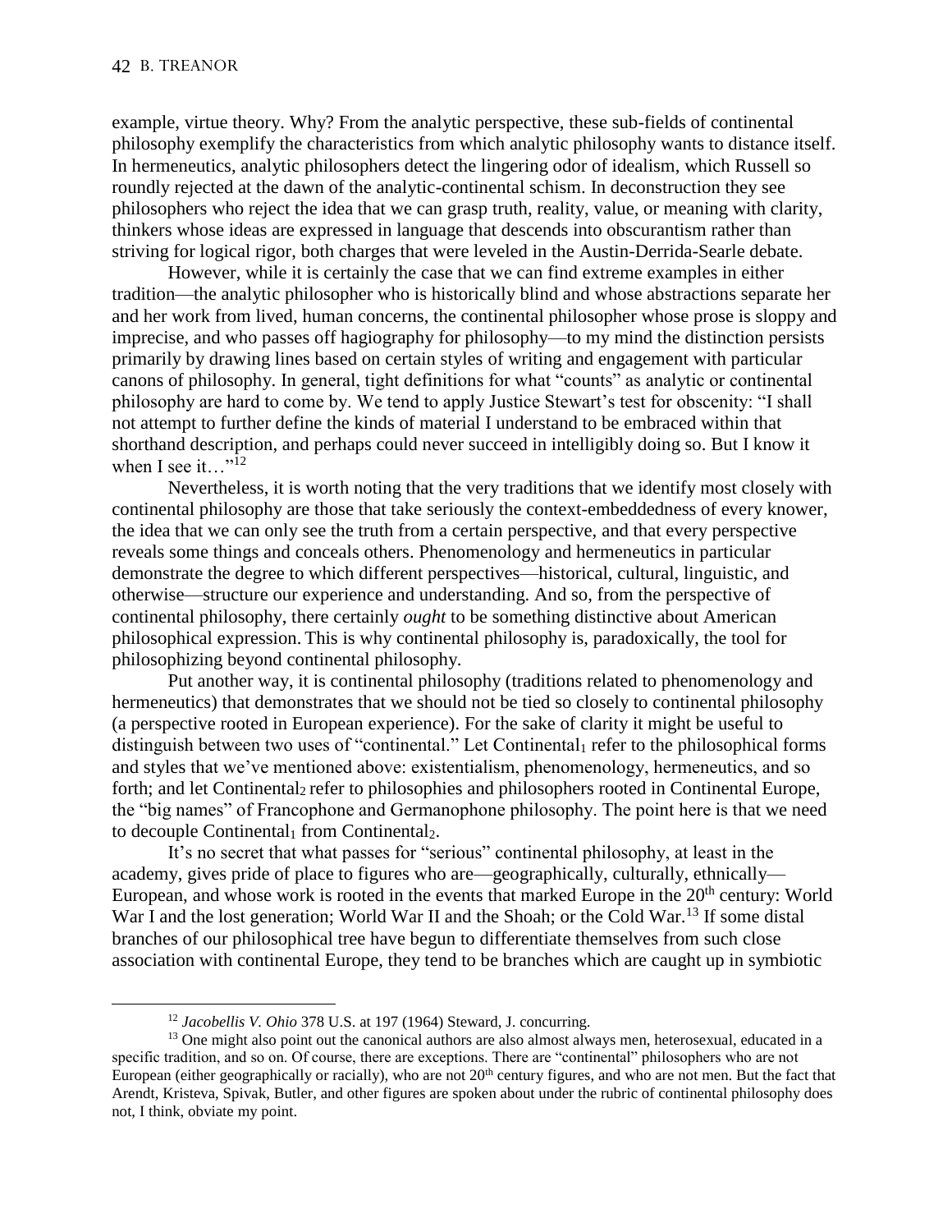example, virtue theory. Why? From the analytic perspective, these sub-fields of continental philosophy exemplify the characteristics from which analytic philosophy wants to distance itself. In hermeneutics, analytic philosophers detect the lingering odor of idealism, which Russell so roundly rejected at the dawn of the analytic-continental schism. In deconstruction they see philosophers who reject the idea that we can grasp truth, reality, value, or meaning with clarity, thinkers whose ideas are expressed in language that descends into obscurantism rather than striving for logical rigor, both charges that were leveled in the Austin-Derrida-Searle debate.

However, while it is certainly the case that we can find extreme examples in either tradition—the analytic philosopher who is historically blind and whose abstractions separate her and her work from lived, human concerns, the continental philosopher whose prose is sloppy and imprecise, and who passes off hagiography for philosophy—to my mind the distinction persists primarily by drawing lines based on certain styles of writing and engagement with particular canons of philosophy. In general, tight definitions for what "counts" as analytic or continental philosophy are hard to come by. We tend to apply Justice Stewart's test for obscenity: "I shall not attempt to further define the kinds of material I understand to be embraced within that shorthand description, and perhaps could never succeed in intelligibly doing so. But I know it when I see it…"[12]

Nevertheless, it is worth noting that the very traditions that we identify most closely with continental philosophy are those that take seriously the context-embeddedness of every knower, the idea that we can only see the truth from a certain perspective, and that every perspective reveals some things and conceals others. Phenomenology and hermeneutics in particular demonstrate the degree to which different perspectives—historical, cultural, linguistic, and otherwise—structure our experience and understanding. And so, from the perspective of continental philosophy, there certainly *ought* to be something distinctive about American philosophical expression. This is why continental philosophy is, paradoxically, the tool for philosophizing beyond continental philosophy.

Put another way, it is continental philosophy (traditions related to phenomenology and hermeneutics) that demonstrates that we should not be tied so closely to continental philosophy (a perspective rooted in European experience). For the sake of clarity it might be useful to distinguish between two uses of "continental." Let $\text{Continental}_1$ refer to the philosophical forms and styles that we've mentioned above: existentialism, phenomenology, hermeneutics, and so forth; and let $\text{Continental}_2$ refer to philosophies and philosophers rooted in Continental Europe, the "big names" of Francophone and Germanophone philosophy. The point here is that we need to decouple $\text{Continental}_1$ from $\text{Continental}_2$.

It's no secret that what passes for "serious" continental philosophy, at least in the academy, gives pride of place to figures who are—geographically, culturally, ethnically—European, and whose work is rooted in the events that marked Europe in the 20th century: World War I and the lost generation; World War II and the Shoah; or the Cold War.[13] If some distal branches of our philosophical tree have begun to differentiate themselves from such close association with continental Europe, they tend to be branches which are caught up in symbiotic

---

[12] *Jacobellis V. Ohio* 378 U.S. at 197 (1964) Steward, J. concurring.

[13] One might also point out the canonical authors are also almost always men, heterosexual, educated in a specific tradition, and so on. Of course, there are exceptions. There are "continental" philosophers who are not European (either geographically or racially), who are not 20th century figures, and who are not men. But the fact that Arendt, Kristeva, Spivak, Butler, and other figures are spoken about under the rubric of continental philosophy does not, I think, obviate my point.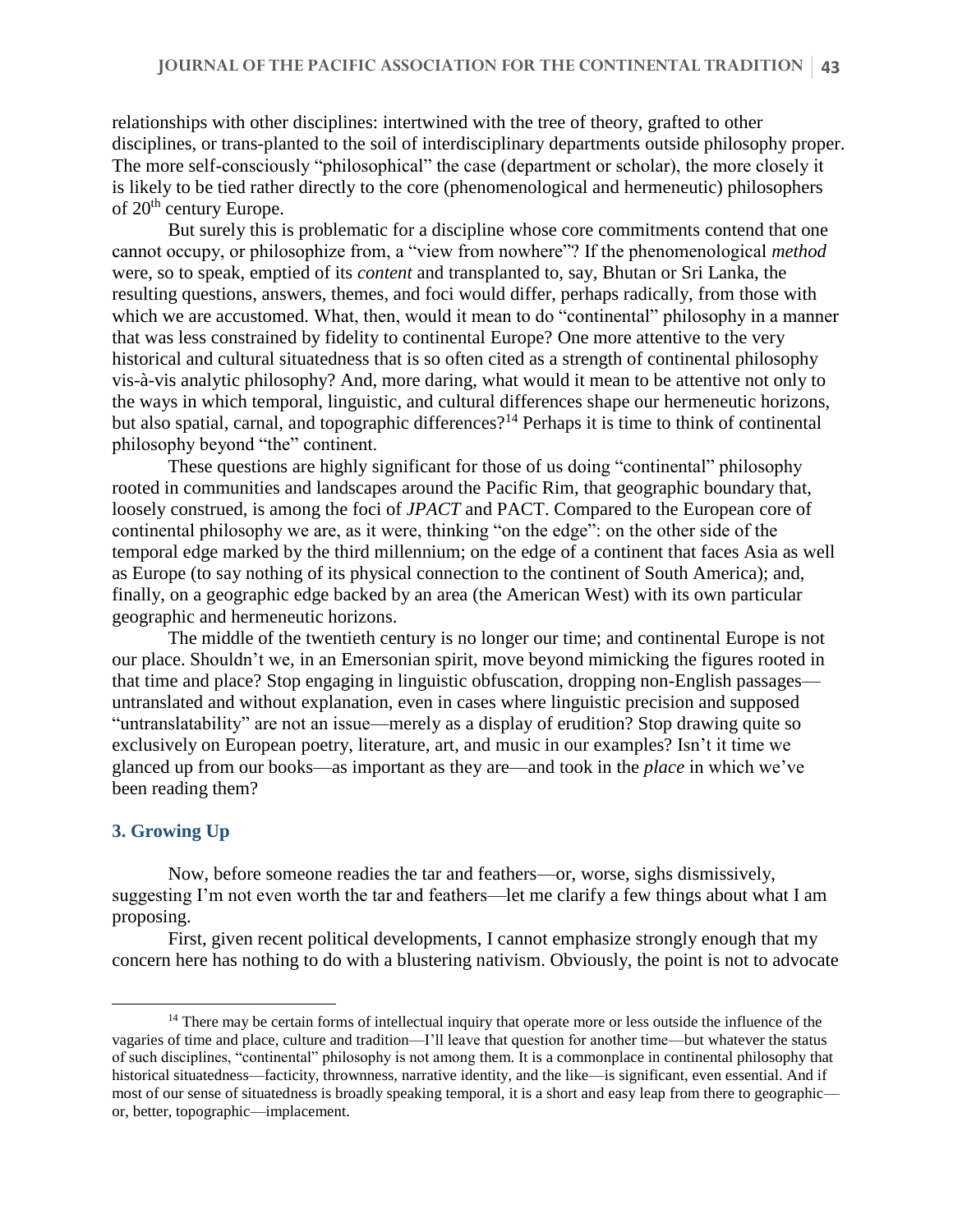relationships with other disciplines: intertwined with the tree of theory, grafted to other disciplines, or trans-planted to the soil of interdisciplinary departments outside philosophy proper. The more self-consciously "philosophical" the case (department or scholar), the more closely it is likely to be tied rather directly to the core (phenomenological and hermeneutic) philosophers of 20th century Europe.

But surely this is problematic for a discipline whose core commitments contend that one cannot occupy, or philosophize from, a "view from nowhere"? If the phenomenological *method* were, so to speak, emptied of its *content* and transplanted to, say, Bhutan or Sri Lanka, the resulting questions, answers, themes, and foci would differ, perhaps radically, from those with which we are accustomed. What, then, would it mean to do "continental" philosophy in a manner that was less constrained by fidelity to continental Europe? One more attentive to the very historical and cultural situatedness that is so often cited as a strength of continental philosophy vis-à-vis analytic philosophy? And, more daring, what would it mean to be attentive not only to the ways in which temporal, linguistic, and cultural differences shape our hermeneutic horizons, but also spatial, carnal, and topographic differences?[14] Perhaps it is time to think of continental philosophy beyond "the" continent.

These questions are highly significant for those of us doing "continental" philosophy rooted in communities and landscapes around the Pacific Rim, that geographic boundary that, loosely construed, is among the foci of *JPACT* and PACT. Compared to the European core of continental philosophy we are, as it were, thinking "on the edge": on the other side of the temporal edge marked by the third millennium; on the edge of a continent that faces Asia as well as Europe (to say nothing of its physical connection to the continent of South America); and, finally, on a geographic edge backed by an area (the American West) with its own particular geographic and hermeneutic horizons.

The middle of the twentieth century is no longer our time; and continental Europe is not our place. Shouldn't we, in an Emersonian spirit, move beyond mimicking the figures rooted in that time and place? Stop engaging in linguistic obfuscation, dropping non-English passages—untranslated and without explanation, even in cases where linguistic precision and supposed "untranslatability" are not an issue—merely as a display of erudition? Stop drawing quite so exclusively on European poetry, literature, art, and music in our examples? Isn't it time we glanced up from our books—as important as they are—and took in the *place* in which we've been reading them?

## 3. Growing Up

Now, before someone readies the tar and feathers—or, worse, sighs dismissively, suggesting I'm not even worth the tar and feathers—let me clarify a few things about what I am proposing.

First, given recent political developments, I cannot emphasize strongly enough that my concern here has nothing to do with a blustering nativism. Obviously, the point is not to advocate

[14] There may be certain forms of intellectual inquiry that operate more or less outside the influence of the vagaries of time and place, culture and tradition—I'll leave that question for another time—but whatever the status of such disciplines, "continental" philosophy is not among them. It is a commonplace in continental philosophy that historical situatedness—facticity, thrownness, narrative identity, and the like—is significant, even essential. And if most of our sense of situatedness is broadly speaking temporal, it is a short and easy leap from there to geographic—or, better, topographic—implacement.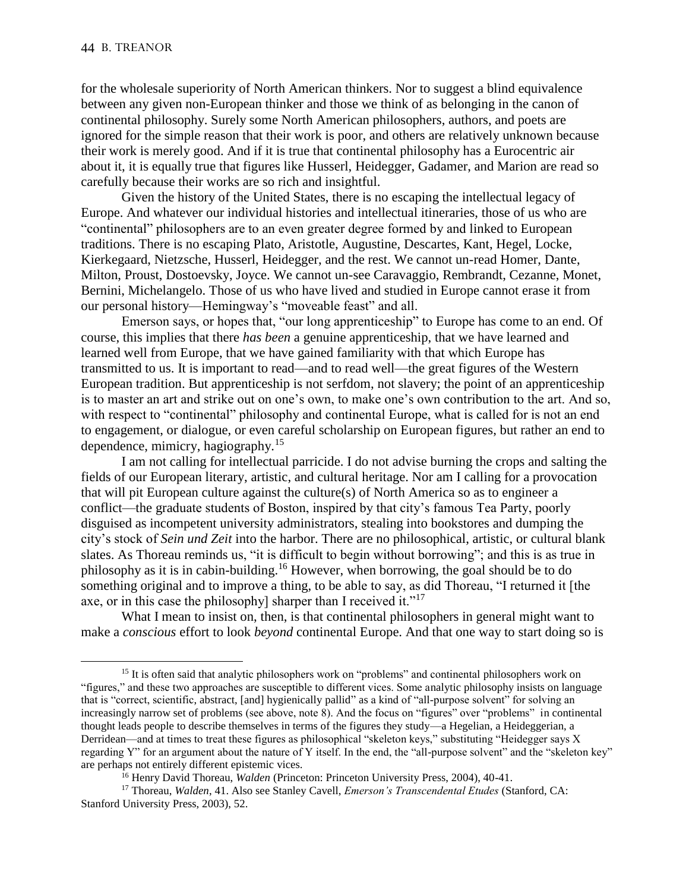for the wholesale superiority of North American thinkers. Nor to suggest a blind equivalence between any given non-European thinker and those we think of as belonging in the canon of continental philosophy. Surely some North American philosophers, authors, and poets are ignored for the simple reason that their work is poor, and others are relatively unknown because their work is merely good. And if it is true that continental philosophy has a Eurocentric air about it, it is equally true that figures like Husserl, Heidegger, Gadamer, and Marion are read so carefully because their works are so rich and insightful.

Given the history of the United States, there is no escaping the intellectual legacy of Europe. And whatever our individual histories and intellectual itineraries, those of us who are "continental" philosophers are to an even greater degree formed by and linked to European traditions. There is no escaping Plato, Aristotle, Augustine, Descartes, Kant, Hegel, Locke, Kierkegaard, Nietzsche, Husserl, Heidegger, and the rest. We cannot un-read Homer, Dante, Milton, Proust, Dostoevsky, Joyce. We cannot un-see Caravaggio, Rembrandt, Cezanne, Monet, Bernini, Michelangelo. Those of us who have lived and studied in Europe cannot erase it from our personal history—Hemingway's "moveable feast" and all.

Emerson says, or hopes that, "our long apprenticeship" to Europe has come to an end. Of course, this implies that there *has been* a genuine apprenticeship, that we have learned and learned well from Europe, that we have gained familiarity with that which Europe has transmitted to us. It is important to read—and to read well—the great figures of the Western European tradition. But apprenticeship is not serfdom, not slavery; the point of an apprenticeship is to master an art and strike out on one's own, to make one's own contribution to the art. And so, with respect to "continental" philosophy and continental Europe, what is called for is not an end to engagement, or dialogue, or even careful scholarship on European figures, but rather an end to dependence, mimicry, hagiography.[15]

I am not calling for intellectual parricide. I do not advise burning the crops and salting the fields of our European literary, artistic, and cultural heritage. Nor am I calling for a provocation that will pit European culture against the culture(s) of North America so as to engineer a conflict—the graduate students of Boston, inspired by that city's famous Tea Party, poorly disguised as incompetent university administrators, stealing into bookstores and dumping the city's stock of *Sein und Zeit* into the harbor. There are no philosophical, artistic, or cultural blank slates. As Thoreau reminds us, "it is difficult to begin without borrowing"; and this is as true in philosophy as it is in cabin-building.[16] However, when borrowing, the goal should be to do something original and to improve a thing, to be able to say, as did Thoreau, "I returned it [the axe, or in this case the philosophy] sharper than I received it."[17]

What I mean to insist on, then, is that continental philosophers in general might want to make a *conscious* effort to look *beyond* continental Europe. And that one way to start doing so is

---

[15] It is often said that analytic philosophers work on "problems" and continental philosophers work on "figures," and these two approaches are susceptible to different vices. Some analytic philosophy insists on language that is "correct, scientific, abstract, [and] hygienically pallid" as a kind of "all-purpose solvent" for solving an increasingly narrow set of problems (see above, note 8). And the focus on "figures" over "problems" in continental thought leads people to describe themselves in terms of the figures they study—a Hegelian, a Heideggerian, a Derridean—and at times to treat these figures as philosophical "skeleton keys," substituting "Heidegger says X regarding Y" for an argument about the nature of Y itself. In the end, the "all-purpose solvent" and the "skeleton key" are perhaps not entirely different epistemic vices.

[16] Henry David Thoreau, *Walden* (Princeton: Princeton University Press, 2004), 40-41.

[17] Thoreau, *Walden*, 41. Also see Stanley Cavell, *Emerson's Transcendental Etudes* (Stanford, CA: Stanford University Press, 2003), 52.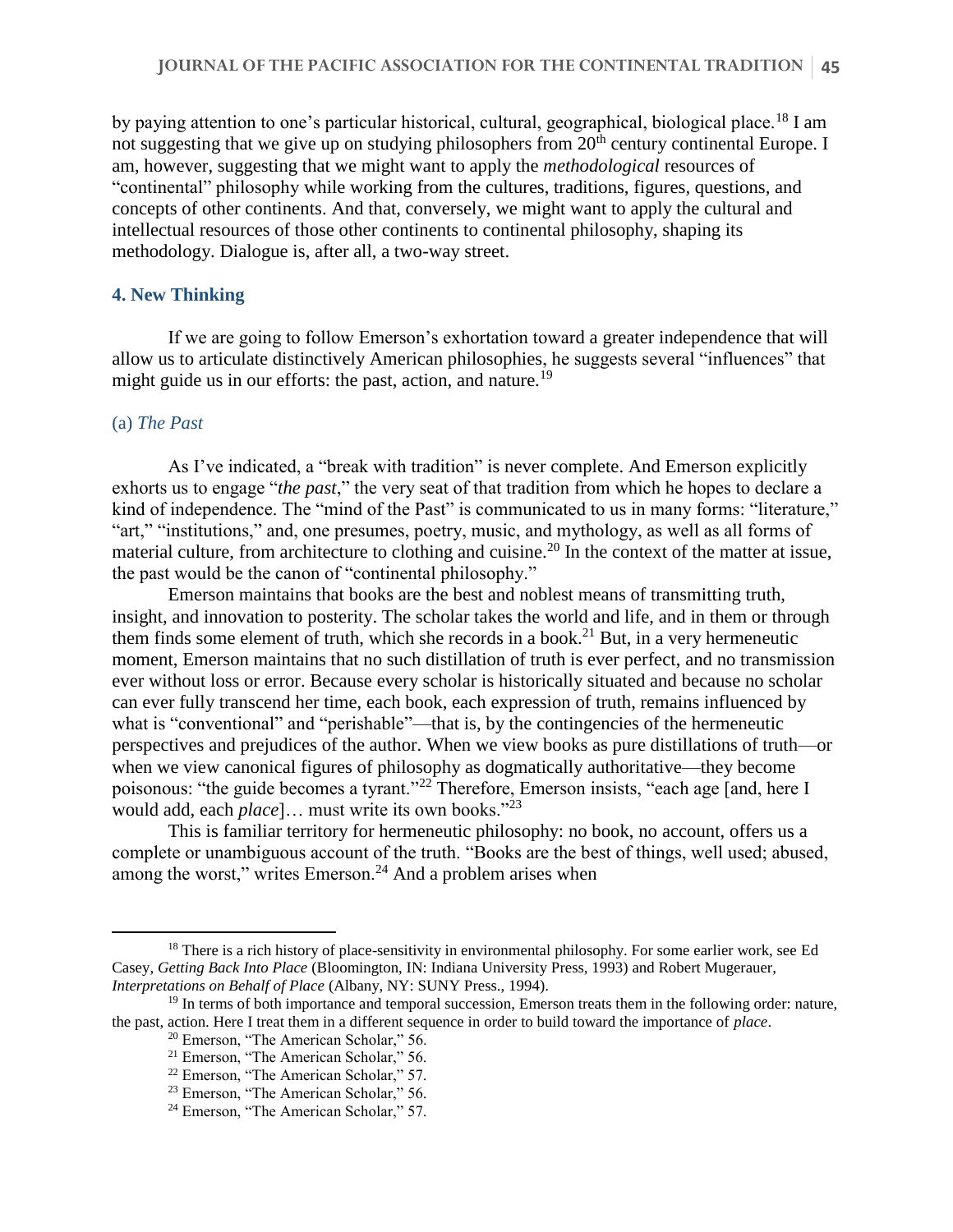by paying attention to one's particular historical, cultural, geographical, biological place.[18] I am not suggesting that we give up on studying philosophers from 20th century continental Europe. I am, however, suggesting that we might want to apply the *methodological* resources of "continental" philosophy while working from the cultures, traditions, figures, questions, and concepts of other continents. And that, conversely, we might want to apply the cultural and intellectual resources of those other continents to continental philosophy, shaping its methodology. Dialogue is, after all, a two-way street.

## 4. New Thinking

If we are going to follow Emerson's exhortation toward a greater independence that will allow us to articulate distinctively American philosophies, he suggests several "influences" that might guide us in our efforts: the past, action, and nature.[19]

### (a) *The Past*

As I've indicated, a "break with tradition" is never complete. And Emerson explicitly exhorts us to engage "*the past*," the very seat of that tradition from which he hopes to declare a kind of independence. The "mind of the Past" is communicated to us in many forms: "literature," "art," "institutions," and, one presumes, poetry, music, and mythology, as well as all forms of material culture, from architecture to clothing and cuisine.[20] In the context of the matter at issue, the past would be the canon of "continental philosophy."

Emerson maintains that books are the best and noblest means of transmitting truth, insight, and innovation to posterity. The scholar takes the world and life, and in them or through them finds some element of truth, which she records in a book.[21] But, in a very hermeneutic moment, Emerson maintains that no such distillation of truth is ever perfect, and no transmission ever without loss or error. Because every scholar is historically situated and because no scholar can ever fully transcend her time, each book, each expression of truth, remains influenced by what is "conventional" and "perishable"—that is, by the contingencies of the hermeneutic perspectives and prejudices of the author. When we view books as pure distillations of truth—or when we view canonical figures of philosophy as dogmatically authoritative—they become poisonous: "the guide becomes a tyrant."[22] Therefore, Emerson insists, "each age [and, here I would add, each *place*]… must write its own books."[23]

This is familiar territory for hermeneutic philosophy: no book, no account, offers us a complete or unambiguous account of the truth. "Books are the best of things, well used; abused, among the worst," writes Emerson.[24] And a problem arises when

---

[18] There is a rich history of place-sensitivity in environmental philosophy. For some earlier work, see Ed Casey, *Getting Back Into Place* (Bloomington, IN: Indiana University Press, 1993) and Robert Mugerauer, *Interpretations on Behalf of Place* (Albany, NY: SUNY Press., 1994).

[19] In terms of both importance and temporal succession, Emerson treats them in the following order: nature, the past, action. Here I treat them in a different sequence in order to build toward the importance of *place*.

[20] Emerson, "The American Scholar," 56.

[21] Emerson, "The American Scholar," 56.

[22] Emerson, "The American Scholar," 57.

[23] Emerson, "The American Scholar," 56.

[24] Emerson, "The American Scholar," 57.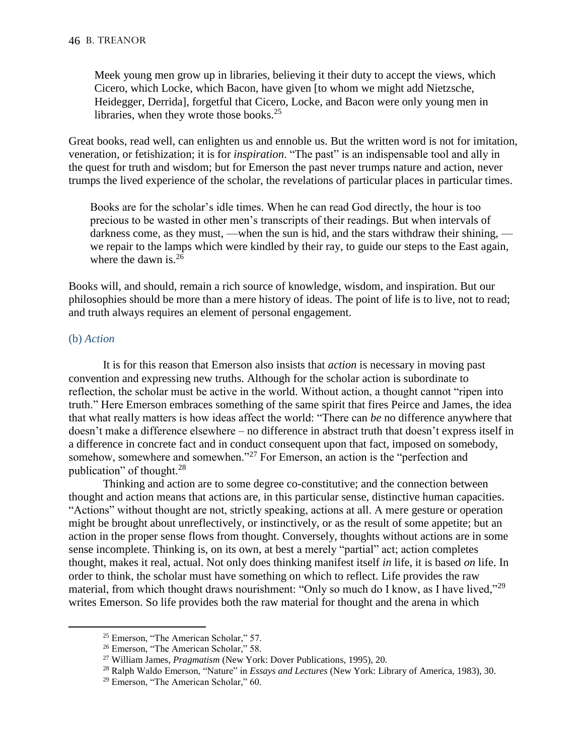> Meek young men grow up in libraries, believing it their duty to accept the views, which Cicero, which Locke, which Bacon, have given [to whom we might add Nietzsche, Heidegger, Derrida], forgetful that Cicero, Locke, and Bacon were only young men in libraries, when they wrote those books.[25]

Great books, read well, can enlighten us and ennoble us. But the written word is not for imitation, veneration, or fetishization; it is for *inspiration*. "The past" is an indispensable tool and ally in the quest for truth and wisdom; but for Emerson the past never trumps nature and action, never trumps the lived experience of the scholar, the revelations of particular places in particular times.

> Books are for the scholar's idle times. When he can read God directly, the hour is too precious to be wasted in other men's transcripts of their readings. But when intervals of darkness come, as they must, —when the sun is hid, and the stars withdraw their shining, — we repair to the lamps which were kindled by their ray, to guide our steps to the East again, where the dawn is.[26]

Books will, and should, remain a rich source of knowledge, wisdom, and inspiration. But our philosophies should be more than a mere history of ideas. The point of life is to live, not to read; and truth always requires an element of personal engagement.

### (b) *Action*

It is for this reason that Emerson also insists that *action* is necessary in moving past convention and expressing new truths. Although for the scholar action is subordinate to reflection, the scholar must be active in the world. Without action, a thought cannot "ripen into truth." Here Emerson embraces something of the same spirit that fires Peirce and James, the idea that what really matters is how ideas affect the world: "There can *be* no difference anywhere that doesn't make a difference elsewhere – no difference in abstract truth that doesn't express itself in a difference in concrete fact and in conduct consequent upon that fact, imposed on somebody, somehow, somewhere and somewhen."[27] For Emerson, an action is the "perfection and publication" of thought.[28]

Thinking and action are to some degree co-constitutive; and the connection between thought and action means that actions are, in this particular sense, distinctive human capacities. "Actions" without thought are not, strictly speaking, actions at all. A mere gesture or operation might be brought about unreflectively, or instinctively, or as the result of some appetite; but an action in the proper sense flows from thought. Conversely, thoughts without actions are in some sense incomplete. Thinking is, on its own, at best a merely "partial" act; action completes thought, makes it real, actual. Not only does thinking manifest itself *in* life, it is based *on* life. In order to think, the scholar must have something on which to reflect. Life provides the raw material, from which thought draws nourishment: "Only so much do I know, as I have lived,"[29] writes Emerson. So life provides both the raw material for thought and the arena in which

---

[25] Emerson, "The American Scholar," 57.

[26] Emerson, "The American Scholar," 58.

[27] William James, *Pragmatism* (New York: Dover Publications, 1995), 20.

[28] Ralph Waldo Emerson, "Nature" in *Essays and Lectures* (New York: Library of America, 1983), 30.

[29] Emerson, "The American Scholar," 60.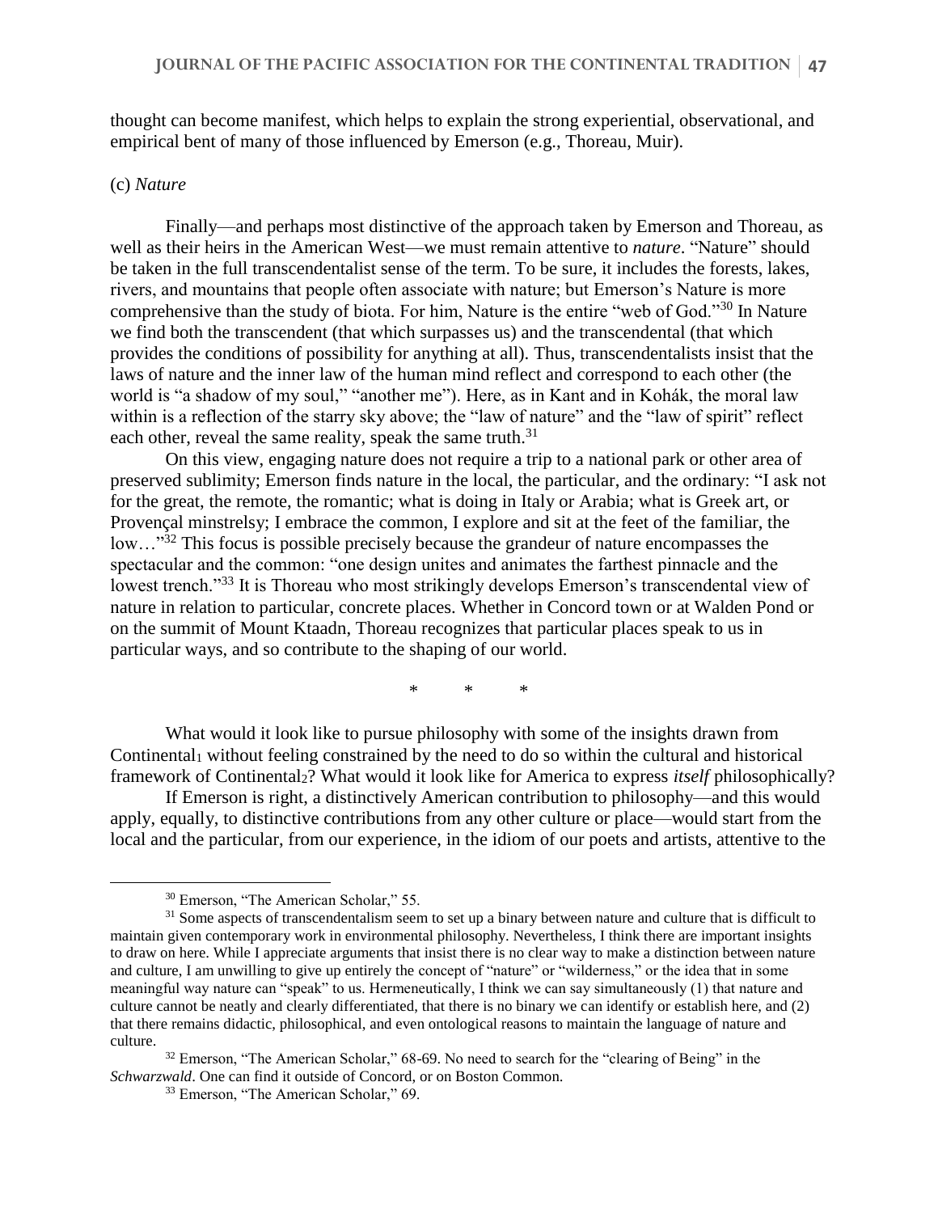thought can become manifest, which helps to explain the strong experiential, observational, and empirical bent of many of those influenced by Emerson (e.g., Thoreau, Muir).

(c) *Nature*

Finally—and perhaps most distinctive of the approach taken by Emerson and Thoreau, as well as their heirs in the American West—we must remain attentive to *nature*. "Nature" should be taken in the full transcendentalist sense of the term. To be sure, it includes the forests, lakes, rivers, and mountains that people often associate with nature; but Emerson's Nature is more comprehensive than the study of biota. For him, Nature is the entire "web of God."[30] In Nature we find both the transcendent (that which surpasses us) and the transcendental (that which provides the conditions of possibility for anything at all). Thus, transcendentalists insist that the laws of nature and the inner law of the human mind reflect and correspond to each other (the world is "a shadow of my soul," "another me"). Here, as in Kant and in Kohák, the moral law within is a reflection of the starry sky above; the "law of nature" and the "law of spirit" reflect each other, reveal the same reality, speak the same truth.[31]

On this view, engaging nature does not require a trip to a national park or other area of preserved sublimity; Emerson finds nature in the local, the particular, and the ordinary: "I ask not for the great, the remote, the romantic; what is doing in Italy or Arabia; what is Greek art, or Provençal minstrelsy; I embrace the common, I explore and sit at the feet of the familiar, the low…"[32] This focus is possible precisely because the grandeur of nature encompasses the spectacular and the common: "one design unites and animates the farthest pinnacle and the lowest trench."[33] It is Thoreau who most strikingly develops Emerson's transcendental view of nature in relation to particular, concrete places. Whether in Concord town or at Walden Pond or on the summit of Mount Ktaadn, Thoreau recognizes that particular places speak to us in particular ways, and so contribute to the shaping of our world.

\* \* \*

What would it look like to pursue philosophy with some of the insights drawn from $\text{Continental}_1$ without feeling constrained by the need to do so within the cultural and historical framework of $\text{Continental}_2$? What would it look like for America to express *itself* philosophically?

If Emerson is right, a distinctively American contribution to philosophy—and this would apply, equally, to distinctive contributions from any other culture or place—would start from the local and the particular, from our experience, in the idiom of our poets and artists, attentive to the

---

[30] Emerson, "The American Scholar," 55.

[31] Some aspects of transcendentalism seem to set up a binary between nature and culture that is difficult to maintain given contemporary work in environmental philosophy. Nevertheless, I think there are important insights to draw on here. While I appreciate arguments that insist there is no clear way to make a distinction between nature and culture, I am unwilling to give up entirely the concept of "nature" or "wilderness," or the idea that in some meaningful way nature can "speak" to us. Hermeneutically, I think we can say simultaneously (1) that nature and culture cannot be neatly and clearly differentiated, that there is no binary we can identify or establish here, and (2) that there remains didactic, philosophical, and even ontological reasons to maintain the language of nature and culture.

[32] Emerson, "The American Scholar," 68-69. No need to search for the "clearing of Being" in the *Schwarzwald*. One can find it outside of Concord, or on Boston Common.

[33] Emerson, "The American Scholar," 69.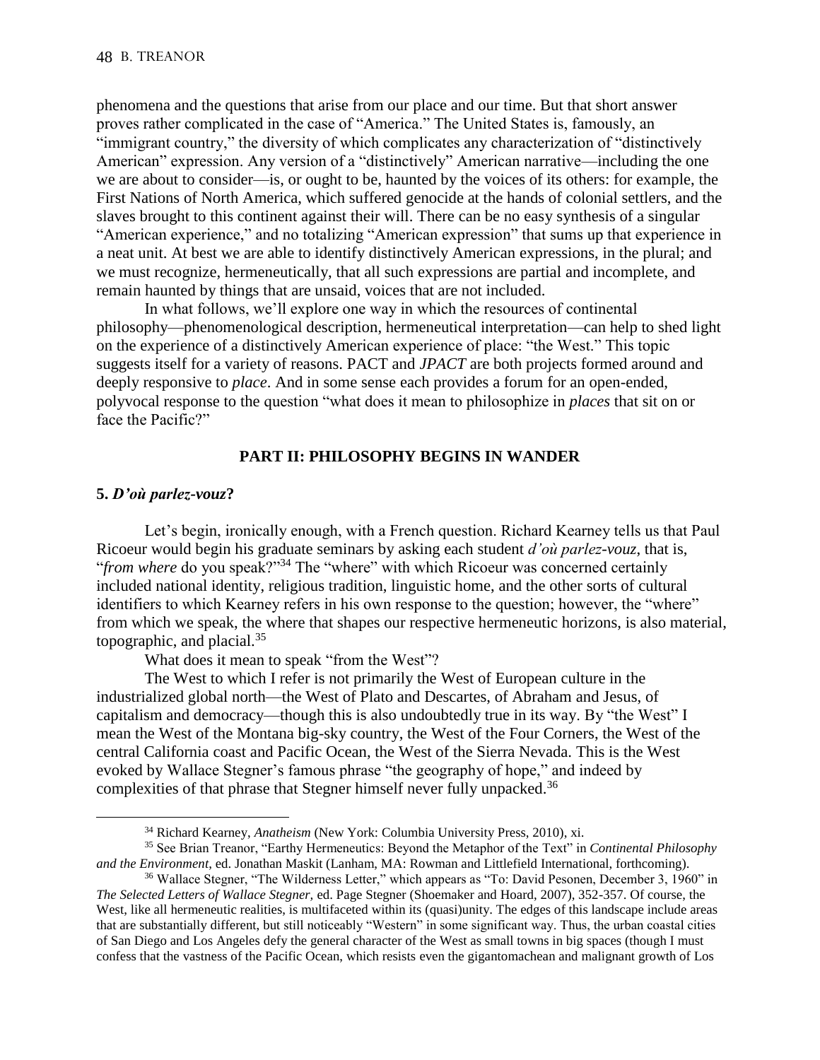phenomena and the questions that arise from our place and our time. But that short answer proves rather complicated in the case of "America." The United States is, famously, an "immigrant country," the diversity of which complicates any characterization of "distinctively American" expression. Any version of a "distinctively" American narrative—including the one we are about to consider—is, or ought to be, haunted by the voices of its others: for example, the First Nations of North America, which suffered genocide at the hands of colonial settlers, and the slaves brought to this continent against their will. There can be no easy synthesis of a singular "American experience," and no totalizing "American expression" that sums up that experience in a neat unit. At best we are able to identify distinctively American expressions, in the plural; and we must recognize, hermeneutically, that all such expressions are partial and incomplete, and remain haunted by things that are unsaid, voices that are not included.

In what follows, we'll explore one way in which the resources of continental philosophy—phenomenological description, hermeneutical interpretation—can help to shed light on the experience of a distinctively American experience of place: "the West." This topic suggests itself for a variety of reasons. PACT and *JPACT* are both projects formed around and deeply responsive to *place*. And in some sense each provides a forum for an open-ended, polyvocal response to the question "what does it mean to philosophize in *places* that sit on or face the Pacific?"

## PART II: PHILOSOPHY BEGINS IN WANDER

### 5. *D'où parlez-vouz*?

Let's begin, ironically enough, with a French question. Richard Kearney tells us that Paul Ricoeur would begin his graduate seminars by asking each student *d'où parlez-vouz*, that is, "*from where* do you speak?"[34] The "where" with which Ricoeur was concerned certainly included national identity, religious tradition, linguistic home, and the other sorts of cultural identifiers to which Kearney refers in his own response to the question; however, the "where" from which we speak, the where that shapes our respective hermeneutic horizons, is also material, topographic, and placial.[35]

What does it mean to speak "from the West"?

The West to which I refer is not primarily the West of European culture in the industrialized global north—the West of Plato and Descartes, of Abraham and Jesus, of capitalism and democracy—though this is also undoubtedly true in its way. By "the West" I mean the West of the Montana big-sky country, the West of the Four Corners, the West of the central California coast and Pacific Ocean, the West of the Sierra Nevada. This is the West evoked by Wallace Stegner's famous phrase "the geography of hope," and indeed by complexities of that phrase that Stegner himself never fully unpacked.[36]

---

[34] Richard Kearney, *Anatheism* (New York: Columbia University Press, 2010), xi.

[35] See Brian Treanor, "Earthy Hermeneutics: Beyond the Metaphor of the Text" in *Continental Philosophy and the Environment*, ed. Jonathan Maskit (Lanham, MA: Rowman and Littlefield International, forthcoming).

[36] Wallace Stegner, "The Wilderness Letter," which appears as "To: David Pesonen, December 3, 1960" in *The Selected Letters of Wallace Stegner*, ed. Page Stegner (Shoemaker and Hoard, 2007), 352-357. Of course, the West, like all hermeneutic realities, is multifaceted within its (quasi)unity. The edges of this landscape include areas that are substantially different, but still noticeably "Western" in some significant way. Thus, the urban coastal cities of San Diego and Los Angeles defy the general character of the West as small towns in big spaces (though I must confess that the vastness of the Pacific Ocean, which resists even the gigantomachean and malignant growth of Los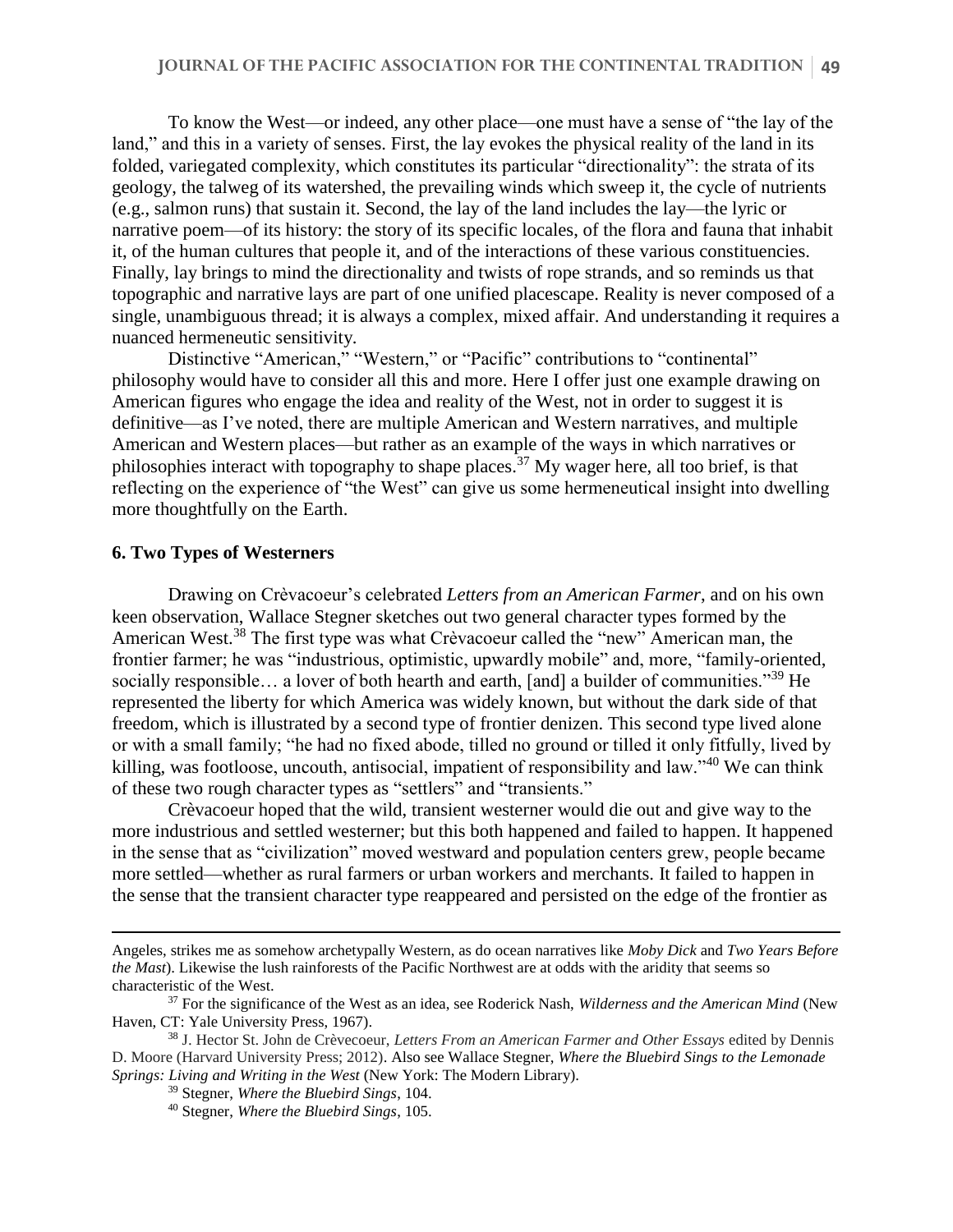To know the West—or indeed, any other place—one must have a sense of "the lay of the land," and this in a variety of senses. First, the lay evokes the physical reality of the land in its folded, variegated complexity, which constitutes its particular "directionality": the strata of its geology, the talweg of its watershed, the prevailing winds which sweep it, the cycle of nutrients (e.g., salmon runs) that sustain it. Second, the lay of the land includes the lay—the lyric or narrative poem—of its history: the story of its specific locales, of the flora and fauna that inhabit it, of the human cultures that people it, and of the interactions of these various constituencies. Finally, lay brings to mind the directionality and twists of rope strands, and so reminds us that topographic and narrative lays are part of one unified placescape. Reality is never composed of a single, unambiguous thread; it is always a complex, mixed affair. And understanding it requires a nuanced hermeneutic sensitivity.

Distinctive "American," "Western," or "Pacific" contributions to "continental" philosophy would have to consider all this and more. Here I offer just one example drawing on American figures who engage the idea and reality of the West, not in order to suggest it is definitive—as I've noted, there are multiple American and Western narratives, and multiple American and Western places—but rather as an example of the ways in which narratives or philosophies interact with topography to shape places.[37] My wager here, all too brief, is that reflecting on the experience of "the West" can give us some hermeneutical insight into dwelling more thoughtfully on the Earth.

## 6. Two Types of Westerners

Drawing on Crèvacoeur's celebrated *Letters from an American Farmer*, and on his own keen observation, Wallace Stegner sketches out two general character types formed by the American West.[38] The first type was what Crèvacoeur called the "new" American man, the frontier farmer; he was "industrious, optimistic, upwardly mobile" and, more, "family-oriented, socially responsible… a lover of both hearth and earth, [and] a builder of communities."[39] He represented the liberty for which America was widely known, but without the dark side of that freedom, which is illustrated by a second type of frontier denizen. This second type lived alone or with a small family; "he had no fixed abode, tilled no ground or tilled it only fitfully, lived by killing, was footloose, uncouth, antisocial, impatient of responsibility and law."[40] We can think of these two rough character types as "settlers" and "transients."

Crèvacoeur hoped that the wild, transient westerner would die out and give way to the more industrious and settled westerner; but this both happened and failed to happen. It happened in the sense that as "civilization" moved westward and population centers grew, people became more settled—whether as rural farmers or urban workers and merchants. It failed to happen in the sense that the transient character type reappeared and persisted on the edge of the frontier as

---

Angeles, strikes me as somehow archetypally Western, as do ocean narratives like *Moby Dick* and *Two Years Before the Mast*). Likewise the lush rainforests of the Pacific Northwest are at odds with the aridity that seems so characteristic of the West.

[37] For the significance of the West as an idea, see Roderick Nash, *Wilderness and the American Mind* (New Haven, CT: Yale University Press, 1967).

[38] J. Hector St. John de Crèvecoeur, *Letters From an American Farmer and Other Essays* edited by Dennis D. Moore (Harvard University Press; 2012). Also see Wallace Stegner, *Where the Bluebird Sings to the Lemonade Springs: Living and Writing in the West* (New York: The Modern Library).

[39] Stegner, *Where the Bluebird Sings*, 104.

[40] Stegner, *Where the Bluebird Sings*, 105.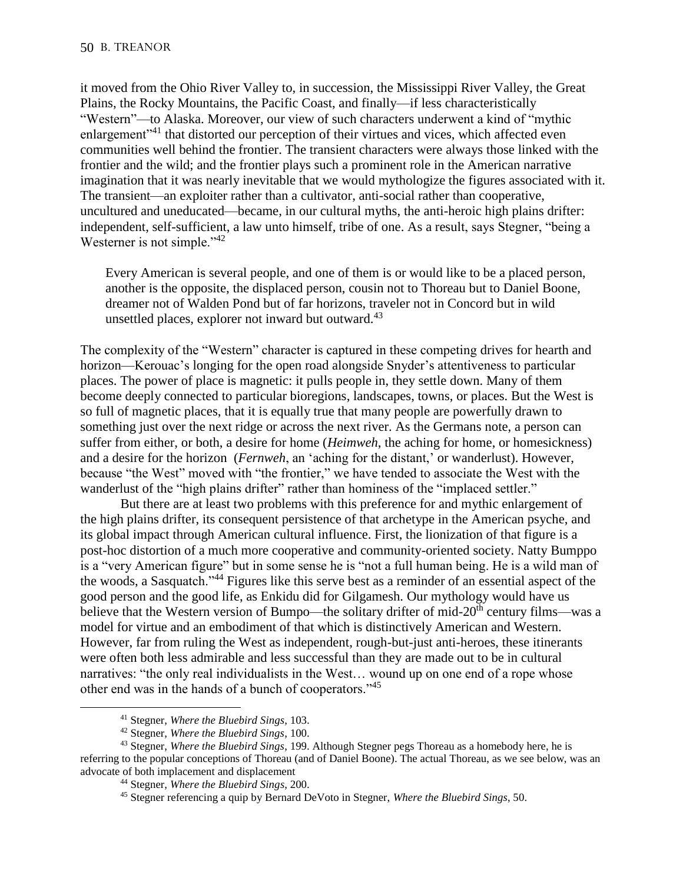it moved from the Ohio River Valley to, in succession, the Mississippi River Valley, the Great Plains, the Rocky Mountains, the Pacific Coast, and finally—if less characteristically "Western"—to Alaska. Moreover, our view of such characters underwent a kind of "mythic enlargement"[41] that distorted our perception of their virtues and vices, which affected even communities well behind the frontier. The transient characters were always those linked with the frontier and the wild; and the frontier plays such a prominent role in the American narrative imagination that it was nearly inevitable that we would mythologize the figures associated with it. The transient—an exploiter rather than a cultivator, anti-social rather than cooperative, uncultured and uneducated—became, in our cultural myths, the anti-heroic high plains drifter: independent, self-sufficient, a law unto himself, tribe of one. As a result, says Stegner, "being a Westerner is not simple."[42]

> Every American is several people, and one of them is or would like to be a placed person, another is the opposite, the displaced person, cousin not to Thoreau but to Daniel Boone, dreamer not of Walden Pond but of far horizons, traveler not in Concord but in wild unsettled places, explorer not inward but outward.[43]

The complexity of the "Western" character is captured in these competing drives for hearth and horizon—Kerouac's longing for the open road alongside Snyder's attentiveness to particular places. The power of place is magnetic: it pulls people in, they settle down. Many of them become deeply connected to particular bioregions, landscapes, towns, or places. But the West is so full of magnetic places, that it is equally true that many people are powerfully drawn to something just over the next ridge or across the next river. As the Germans note, a person can suffer from either, or both, a desire for home (*Heimweh*, the aching for home, or homesickness) and a desire for the horizon (*Fernweh*, an 'aching for the distant,' or wanderlust). However, because "the West" moved with "the frontier," we have tended to associate the West with the wanderlust of the "high plains drifter" rather than hominess of the "implaced settler."

But there are at least two problems with this preference for and mythic enlargement of the high plains drifter, its consequent persistence of that archetype in the American psyche, and its global impact through American cultural influence. First, the lionization of that figure is a post-hoc distortion of a much more cooperative and community-oriented society. Natty Bumppo is a "very American figure" but in some sense he is "not a full human being. He is a wild man of the woods, a Sasquatch."[44] Figures like this serve best as a reminder of an essential aspect of the good person and the good life, as Enkidu did for Gilgamesh. Our mythology would have us believe that the Western version of Bumpo—the solitary drifter of mid-20th century films—was a model for virtue and an embodiment of that which is distinctively American and Western. However, far from ruling the West as independent, rough-but-just anti-heroes, these itinerants were often both less admirable and less successful than they are made out to be in cultural narratives: "the only real individualists in the West… wound up on one end of a rope whose other end was in the hands of a bunch of cooperators."[45]

---

[41] Stegner, *Where the Bluebird Sings*, 103.

[42] Stegner, *Where the Bluebird Sings*, 100.

[43] Stegner, *Where the Bluebird Sings*, 199. Although Stegner pegs Thoreau as a homebody here, he is referring to the popular conceptions of Thoreau (and of Daniel Boone). The actual Thoreau, as we see below, was an advocate of both implacement and displacement

[44] Stegner, *Where the Bluebird Sings*, 200.

[45] Stegner referencing a quip by Bernard DeVoto in Stegner, *Where the Bluebird Sings*, 50.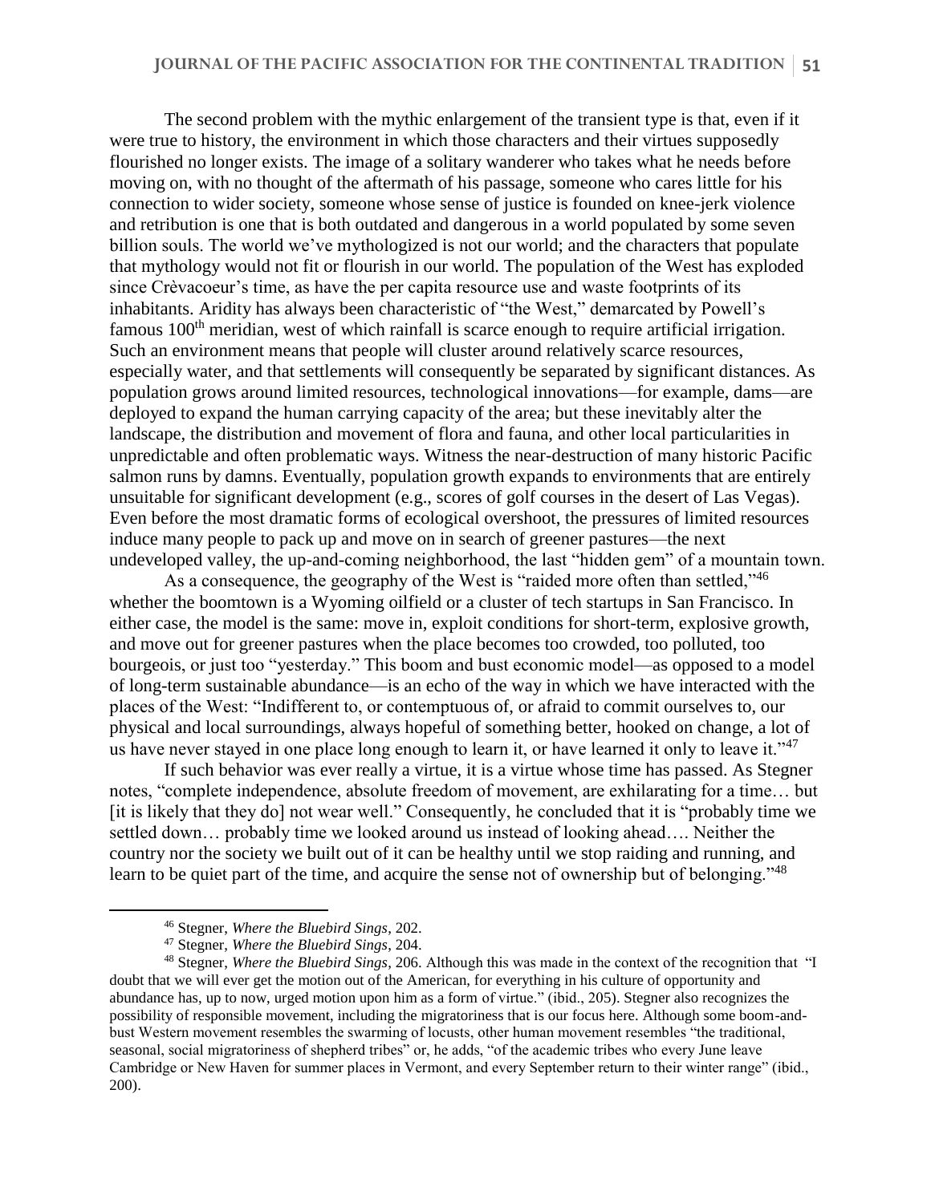The second problem with the mythic enlargement of the transient type is that, even if it were true to history, the environment in which those characters and their virtues supposedly flourished no longer exists. The image of a solitary wanderer who takes what he needs before moving on, with no thought of the aftermath of his passage, someone who cares little for his connection to wider society, someone whose sense of justice is founded on knee-jerk violence and retribution is one that is both outdated and dangerous in a world populated by some seven billion souls. The world we've mythologized is not our world; and the characters that populate that mythology would not fit or flourish in our world. The population of the West has exploded since Crèvacoeur's time, as have the per capita resource use and waste footprints of its inhabitants. Aridity has always been characteristic of "the West," demarcated by Powell's famous 100th meridian, west of which rainfall is scarce enough to require artificial irrigation. Such an environment means that people will cluster around relatively scarce resources, especially water, and that settlements will consequently be separated by significant distances. As population grows around limited resources, technological innovations—for example, dams—are deployed to expand the human carrying capacity of the area; but these inevitably alter the landscape, the distribution and movement of flora and fauna, and other local particularities in unpredictable and often problematic ways. Witness the near-destruction of many historic Pacific salmon runs by damns. Eventually, population growth expands to environments that are entirely unsuitable for significant development (e.g., scores of golf courses in the desert of Las Vegas). Even before the most dramatic forms of ecological overshoot, the pressures of limited resources induce many people to pack up and move on in search of greener pastures—the next undeveloped valley, the up-and-coming neighborhood, the last "hidden gem" of a mountain town.

As a consequence, the geography of the West is "raided more often than settled,"[46] whether the boomtown is a Wyoming oilfield or a cluster of tech startups in San Francisco. In either case, the model is the same: move in, exploit conditions for short-term, explosive growth, and move out for greener pastures when the place becomes too crowded, too polluted, too bourgeois, or just too "yesterday." This boom and bust economic model—as opposed to a model of long-term sustainable abundance—is an echo of the way in which we have interacted with the places of the West: "Indifferent to, or contemptuous of, or afraid to commit ourselves to, our physical and local surroundings, always hopeful of something better, hooked on change, a lot of us have never stayed in one place long enough to learn it, or have learned it only to leave it."[47]

If such behavior was ever really a virtue, it is a virtue whose time has passed. As Stegner notes, "complete independence, absolute freedom of movement, are exhilarating for a time… but [it is likely that they do] not wear well." Consequently, he concluded that it is "probably time we settled down… probably time we looked around us instead of looking ahead…. Neither the country nor the society we built out of it can be healthy until we stop raiding and running, and learn to be quiet part of the time, and acquire the sense not of ownership but of belonging."[48]

---

[46] Stegner, *Where the Bluebird Sings*, 202.

[47] Stegner, *Where the Bluebird Sings*, 204.

[48] Stegner, *Where the Bluebird Sings*, 206. Although this was made in the context of the recognition that "I doubt that we will ever get the motion out of the American, for everything in his culture of opportunity and abundance has, up to now, urged motion upon him as a form of virtue." (ibid., 205). Stegner also recognizes the possibility of responsible movement, including the migratoriness that is our focus here. Although some boom-and-bust Western movement resembles the swarming of locusts, other human movement resembles "the traditional, seasonal, social migratoriness of shepherd tribes" or, he adds, "of the academic tribes who every June leave Cambridge or New Haven for summer places in Vermont, and every September return to their winter range" (ibid., 200).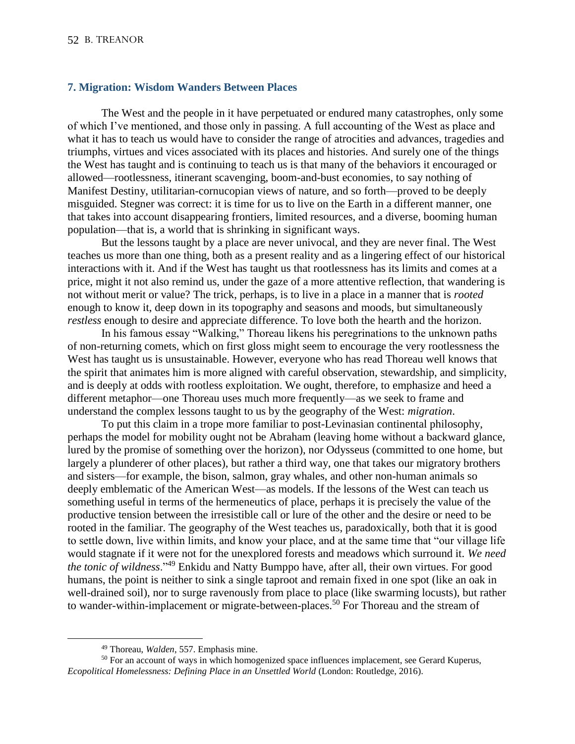## 7. Migration: Wisdom Wanders Between Places

The West and the people in it have perpetuated or endured many catastrophes, only some of which I've mentioned, and those only in passing. A full accounting of the West as place and what it has to teach us would have to consider the range of atrocities and advances, tragedies and triumphs, virtues and vices associated with its places and histories. And surely one of the things the West has taught and is continuing to teach us is that many of the behaviors it encouraged or allowed—rootlessness, itinerant scavenging, boom-and-bust economies, to say nothing of Manifest Destiny, utilitarian-cornucopian views of nature, and so forth—proved to be deeply misguided. Stegner was correct: it is time for us to live on the Earth in a different manner, one that takes into account disappearing frontiers, limited resources, and a diverse, booming human population—that is, a world that is shrinking in significant ways.

But the lessons taught by a place are never univocal, and they are never final. The West teaches us more than one thing, both as a present reality and as a lingering effect of our historical interactions with it. And if the West has taught us that rootlessness has its limits and comes at a price, might it not also remind us, under the gaze of a more attentive reflection, that wandering is not without merit or value? The trick, perhaps, is to live in a place in a manner that is *rooted* enough to know it, deep down in its topography and seasons and moods, but simultaneously *restless* enough to desire and appreciate difference. To love both the hearth and the horizon.

In his famous essay "Walking," Thoreau likens his peregrinations to the unknown paths of non-returning comets, which on first gloss might seem to encourage the very rootlessness the West has taught us is unsustainable. However, everyone who has read Thoreau well knows that the spirit that animates him is more aligned with careful observation, stewardship, and simplicity, and is deeply at odds with rootless exploitation. We ought, therefore, to emphasize and heed a different metaphor—one Thoreau uses much more frequently—as we seek to frame and understand the complex lessons taught to us by the geography of the West: *migration*.

To put this claim in a trope more familiar to post-Levinasian continental philosophy, perhaps the model for mobility ought not be Abraham (leaving home without a backward glance, lured by the promise of something over the horizon), nor Odysseus (committed to one home, but largely a plunderer of other places), but rather a third way, one that takes our migratory brothers and sisters—for example, the bison, salmon, gray whales, and other non-human animals so deeply emblematic of the American West—as models. If the lessons of the West can teach us something useful in terms of the hermeneutics of place, perhaps it is precisely the value of the productive tension between the irresistible call or lure of the other and the desire or need to be rooted in the familiar. The geography of the West teaches us, paradoxically, both that it is good to settle down, live within limits, and know your place, and at the same time that "our village life would stagnate if it were not for the unexplored forests and meadows which surround it. *We need the tonic of wildness*."[49] Enkidu and Natty Bumppo have, after all, their own virtues. For good humans, the point is neither to sink a single taproot and remain fixed in one spot (like an oak in well-drained soil), nor to surge ravenously from place to place (like swarming locusts), but rather to wander-within-implacement or migrate-between-places.[50] For Thoreau and the stream of

---

[49] Thoreau, *Walden*, 557. Emphasis mine.

[50] For an account of ways in which homogenized space influences implacement, see Gerard Kuperus, *Ecopolitical Homelessness: Defining Place in an Unsettled World* (London: Routledge, 2016).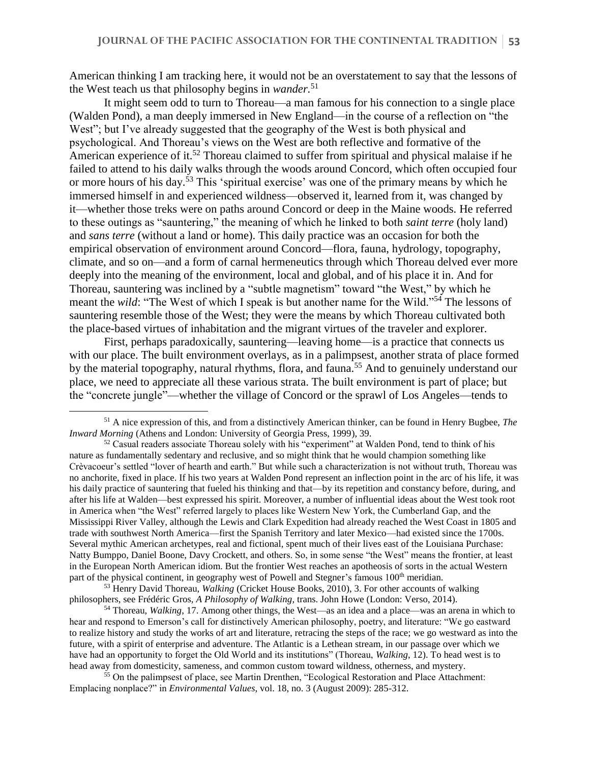American thinking I am tracking here, it would not be an overstatement to say that the lessons of the West teach us that philosophy begins in *wander*.[51]

It might seem odd to turn to Thoreau—a man famous for his connection to a single place (Walden Pond), a man deeply immersed in New England—in the course of a reflection on "the West"; but I've already suggested that the geography of the West is both physical and psychological. And Thoreau's views on the West are both reflective and formative of the American experience of it.[52] Thoreau claimed to suffer from spiritual and physical malaise if he failed to attend to his daily walks through the woods around Concord, which often occupied four or more hours of his day.[53] This 'spiritual exercise' was one of the primary means by which he immersed himself in and experienced wildness—observed it, learned from it, was changed by it—whether those treks were on paths around Concord or deep in the Maine woods. He referred to these outings as "sauntering," the meaning of which he linked to both *saint terre* (holy land) and *sans terre* (without a land or home). This daily practice was an occasion for both the empirical observation of environment around Concord—flora, fauna, hydrology, topography, climate, and so on—and a form of carnal hermeneutics through which Thoreau delved ever more deeply into the meaning of the environment, local and global, and of his place it in. And for Thoreau, sauntering was inclined by a "subtle magnetism" toward "the West," by which he meant the *wild*: "The West of which I speak is but another name for the Wild."[54] The lessons of sauntering resemble those of the West; they were the means by which Thoreau cultivated both the place-based virtues of inhabitation and the migrant virtues of the traveler and explorer.

First, perhaps paradoxically, sauntering—leaving home—is a practice that connects us with our place. The built environment overlays, as in a palimpsest, another strata of place formed by the material topography, natural rhythms, flora, and fauna.[55] And to genuinely understand our place, we need to appreciate all these various strata. The built environment is part of place; but the "concrete jungle"—whether the village of Concord or the sprawl of Los Angeles—tends to

---

[51] A nice expression of this, and from a distinctively American thinker, can be found in Henry Bugbee, *The Inward Morning* (Athens and London: University of Georgia Press, 1999), 39.

[52] Casual readers associate Thoreau solely with his "experiment" at Walden Pond, tend to think of his nature as fundamentally sedentary and reclusive, and so might think that he would champion something like Crèvacoeur's settled "lover of hearth and earth." But while such a characterization is not without truth, Thoreau was no anchorite, fixed in place. If his two years at Walden Pond represent an inflection point in the arc of his life, it was his daily practice of sauntering that fueled his thinking and that—by its repetition and constancy before, during, and after his life at Walden—best expressed his spirit. Moreover, a number of influential ideas about the West took root in America when "the West" referred largely to places like Western New York, the Cumberland Gap, and the Mississippi River Valley, although the Lewis and Clark Expedition had already reached the West Coast in 1805 and trade with southwest North America—first the Spanish Territory and later Mexico—had existed since the 1700s. Several mythic American archetypes, real and fictional, spent much of their lives east of the Louisiana Purchase: Natty Bumppo, Daniel Boone, Davy Crockett, and others. So, in some sense "the West" means the frontier, at least in the European North American idiom. But the frontier West reaches an apotheosis of sorts in the actual Western part of the physical continent, in geography west of Powell and Stegner's famous 100th meridian.

[53] Henry David Thoreau, *Walking* (Cricket House Books, 2010), 3. For other accounts of walking philosophers, see Frédéric Gros, *A Philosophy of Walking*, trans. John Howe (London: Verso, 2014).

[54] Thoreau, *Walking*, 17. Among other things, the West—as an idea and a place—was an arena in which to hear and respond to Emerson's call for distinctively American philosophy, poetry, and literature: "We go eastward to realize history and study the works of art and literature, retracing the steps of the race; we go westward as into the future, with a spirit of enterprise and adventure. The Atlantic is a Lethean stream, in our passage over which we have had an opportunity to forget the Old World and its institutions" (Thoreau, *Walking*, 12). To head west is to head away from domesticity, sameness, and common custom toward wildness, otherness, and mystery.

[55] On the palimpsest of place, see Martin Drenthen, "Ecological Restoration and Place Attachment: Emplacing nonplace?" in *Environmental Values*, vol. 18, no. 3 (August 2009): 285-312.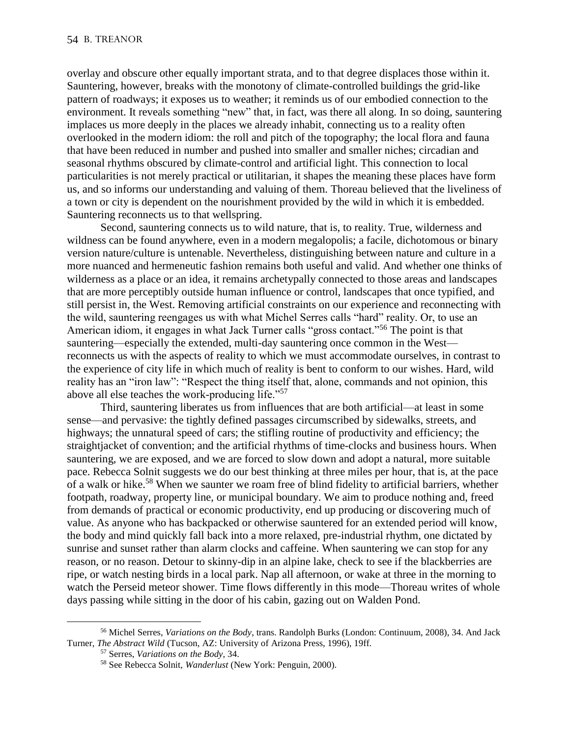overlay and obscure other equally important strata, and to that degree displaces those within it. Sauntering, however, breaks with the monotony of climate-controlled buildings the grid-like pattern of roadways; it exposes us to weather; it reminds us of our embodied connection to the environment. It reveals something "new" that, in fact, was there all along. In so doing, sauntering implaces us more deeply in the places we already inhabit, connecting us to a reality often overlooked in the modern idiom: the roll and pitch of the topography; the local flora and fauna that have been reduced in number and pushed into smaller and smaller niches; circadian and seasonal rhythms obscured by climate-control and artificial light. This connection to local particularities is not merely practical or utilitarian, it shapes the meaning these places have form us, and so informs our understanding and valuing of them. Thoreau believed that the liveliness of a town or city is dependent on the nourishment provided by the wild in which it is embedded. Sauntering reconnects us to that wellspring.

Second, sauntering connects us to wild nature, that is, to reality. True, wilderness and wildness can be found anywhere, even in a modern megalopolis; a facile, dichotomous or binary version nature/culture is untenable. Nevertheless, distinguishing between nature and culture in a more nuanced and hermeneutic fashion remains both useful and valid. And whether one thinks of wilderness as a place or an idea, it remains archetypally connected to those areas and landscapes that are more perceptibly outside human influence or control, landscapes that once typified, and still persist in, the West. Removing artificial constraints on our experience and reconnecting with the wild, sauntering reengages us with what Michel Serres calls "hard" reality. Or, to use an American idiom, it engages in what Jack Turner calls "gross contact."[56] The point is that sauntering—especially the extended, multi-day sauntering once common in the West—reconnects us with the aspects of reality to which we must accommodate ourselves, in contrast to the experience of city life in which much of reality is bent to conform to our wishes. Hard, wild reality has an "iron law": "Respect the thing itself that, alone, commands and not opinion, this above all else teaches the work-producing life."[57]

Third, sauntering liberates us from influences that are both artificial—at least in some sense—and pervasive: the tightly defined passages circumscribed by sidewalks, streets, and highways; the unnatural speed of cars; the stifling routine of productivity and efficiency; the straightjacket of convention; and the artificial rhythms of time-clocks and business hours. When sauntering, we are exposed, and we are forced to slow down and adopt a natural, more suitable pace. Rebecca Solnit suggests we do our best thinking at three miles per hour, that is, at the pace of a walk or hike.[58] When we saunter we roam free of blind fidelity to artificial barriers, whether footpath, roadway, property line, or municipal boundary. We aim to produce nothing and, freed from demands of practical or economic productivity, end up producing or discovering much of value. As anyone who has backpacked or otherwise sauntered for an extended period will know, the body and mind quickly fall back into a more relaxed, pre-industrial rhythm, one dictated by sunrise and sunset rather than alarm clocks and caffeine. When sauntering we can stop for any reason, or no reason. Detour to skinny-dip in an alpine lake, check to see if the blackberries are ripe, or watch nesting birds in a local park. Nap all afternoon, or wake at three in the morning to watch the Perseid meteor shower. Time flows differently in this mode—Thoreau writes of whole days passing while sitting in the door of his cabin, gazing out on Walden Pond.

---

[56] Michel Serres, *Variations on the Body*, trans. Randolph Burks (London: Continuum, 2008), 34. And Jack Turner, *The Abstract Wild* (Tucson, AZ: University of Arizona Press, 1996), 19ff.

[57] Serres, *Variations on the Body*, 34.

[58] See Rebecca Solnit, *Wanderlust* (New York: Penguin, 2000).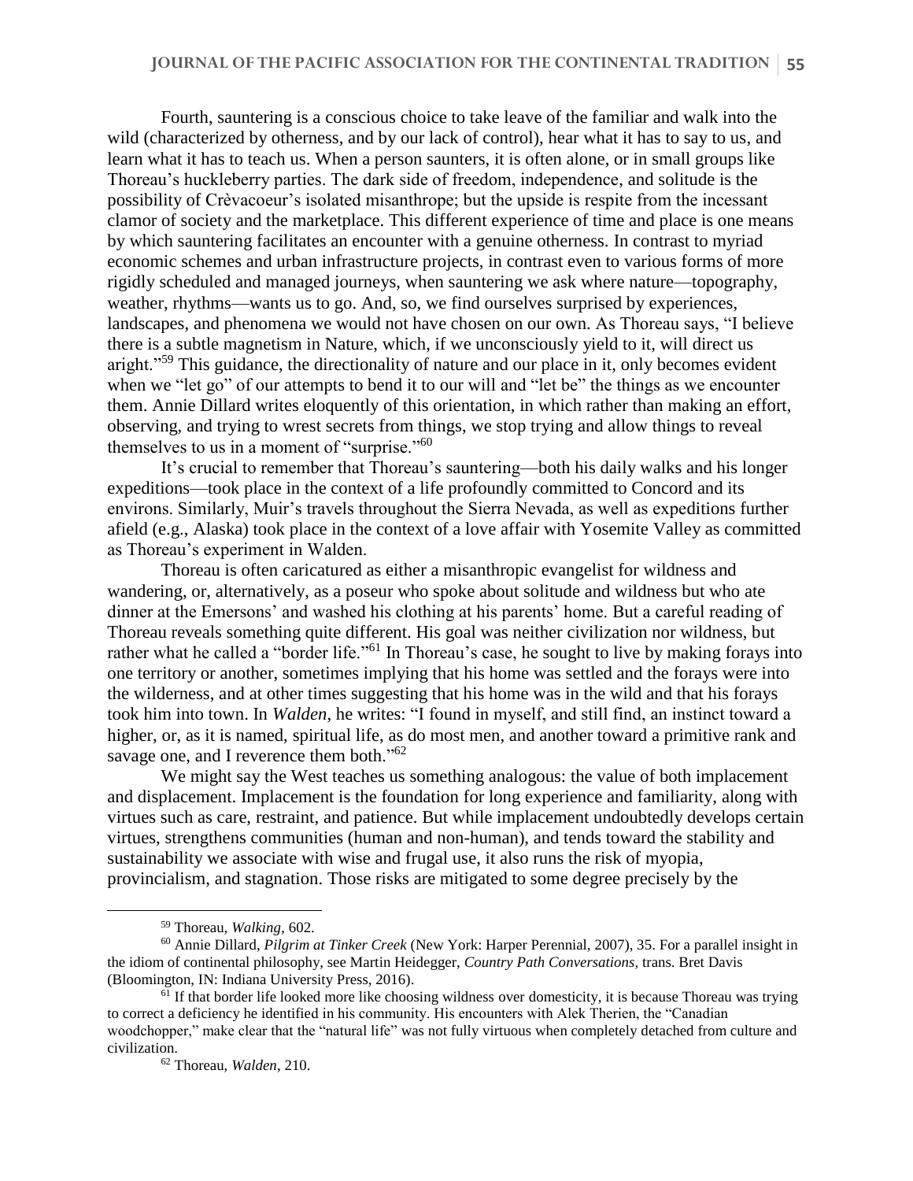Fourth, sauntering is a conscious choice to take leave of the familiar and walk into the wild (characterized by otherness, and by our lack of control), hear what it has to say to us, and learn what it has to teach us. When a person saunters, it is often alone, or in small groups like Thoreau's huckleberry parties. The dark side of freedom, independence, and solitude is the possibility of Crèvacoeur's isolated misanthrope; but the upside is respite from the incessant clamor of society and the marketplace. This different experience of time and place is one means by which sauntering facilitates an encounter with a genuine otherness. In contrast to myriad economic schemes and urban infrastructure projects, in contrast even to various forms of more rigidly scheduled and managed journeys, when sauntering we ask where nature—topography, weather, rhythms—wants us to go. And, so, we find ourselves surprised by experiences, landscapes, and phenomena we would not have chosen on our own. As Thoreau says, "I believe there is a subtle magnetism in Nature, which, if we unconsciously yield to it, will direct us aright."[59] This guidance, the directionality of nature and our place in it, only becomes evident when we "let go" of our attempts to bend it to our will and "let be" the things as we encounter them. Annie Dillard writes eloquently of this orientation, in which rather than making an effort, observing, and trying to wrest secrets from things, we stop trying and allow things to reveal themselves to us in a moment of "surprise."[60]

It's crucial to remember that Thoreau's sauntering—both his daily walks and his longer expeditions—took place in the context of a life profoundly committed to Concord and its environs. Similarly, Muir's travels throughout the Sierra Nevada, as well as expeditions further afield (e.g., Alaska) took place in the context of a love affair with Yosemite Valley as committed as Thoreau's experiment in Walden.

Thoreau is often caricatured as either a misanthropic evangelist for wildness and wandering, or, alternatively, as a poseur who spoke about solitude and wildness but who ate dinner at the Emersons' and washed his clothing at his parents' home. But a careful reading of Thoreau reveals something quite different. His goal was neither civilization nor wildness, but rather what he called a "border life."[61] In Thoreau's case, he sought to live by making forays into one territory or another, sometimes implying that his home was settled and the forays were into the wilderness, and at other times suggesting that his home was in the wild and that his forays took him into town. In *Walden*, he writes: "I found in myself, and still find, an instinct toward a higher, or, as it is named, spiritual life, as do most men, and another toward a primitive rank and savage one, and I reverence them both."[62]

We might say the West teaches us something analogous: the value of both implacement and displacement. Implacement is the foundation for long experience and familiarity, along with virtues such as care, restraint, and patience. But while implacement undoubtedly develops certain virtues, strengthens communities (human and non-human), and tends toward the stability and sustainability we associate with wise and frugal use, it also runs the risk of myopia, provincialism, and stagnation. Those risks are mitigated to some degree precisely by the

---

[59] Thoreau, *Walking*, 602.

[60] Annie Dillard, *Pilgrim at Tinker Creek* (New York: Harper Perennial, 2007), 35. For a parallel insight in the idiom of continental philosophy, see Martin Heidegger, *Country Path Conversations*, trans. Bret Davis (Bloomington, IN: Indiana University Press, 2016).

[61] If that border life looked more like choosing wildness over domesticity, it is because Thoreau was trying to correct a deficiency he identified in his community. His encounters with Alek Therien, the "Canadian woodchopper," make clear that the "natural life" was not fully virtuous when completely detached from culture and civilization.

[62] Thoreau, *Walden*, 210.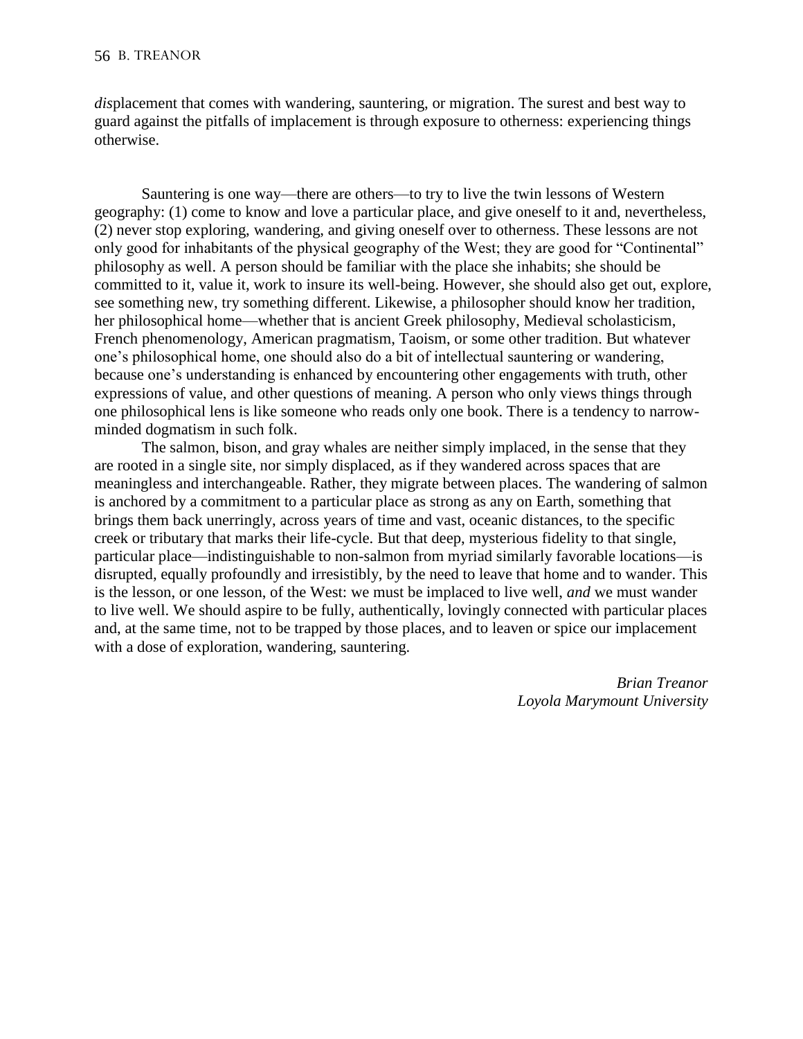*dis*placement that comes with wandering, sauntering, or migration. The surest and best way to guard against the pitfalls of implacement is through exposure to otherness: experiencing things otherwise.

Sauntering is one way—there are others—to try to live the twin lessons of Western geography: (1) come to know and love a particular place, and give oneself to it and, nevertheless, (2) never stop exploring, wandering, and giving oneself over to otherness. These lessons are not only good for inhabitants of the physical geography of the West; they are good for "Continental" philosophy as well. A person should be familiar with the place she inhabits; she should be committed to it, value it, work to insure its well-being. However, she should also get out, explore, see something new, try something different. Likewise, a philosopher should know her tradition, her philosophical home—whether that is ancient Greek philosophy, Medieval scholasticism, French phenomenology, American pragmatism, Taoism, or some other tradition. But whatever one's philosophical home, one should also do a bit of intellectual sauntering or wandering, because one's understanding is enhanced by encountering other engagements with truth, other expressions of value, and other questions of meaning. A person who only views things through one philosophical lens is like someone who reads only one book. There is a tendency to narrow-minded dogmatism in such folk.

The salmon, bison, and gray whales are neither simply implaced, in the sense that they are rooted in a single site, nor simply displaced, as if they wandered across spaces that are meaningless and interchangeable. Rather, they migrate between places. The wandering of salmon is anchored by a commitment to a particular place as strong as any on Earth, something that brings them back unerringly, across years of time and vast, oceanic distances, to the specific creek or tributary that marks their life-cycle. But that deep, mysterious fidelity to that single, particular place—indistinguishable to non-salmon from myriad similarly favorable locations—is disrupted, equally profoundly and irresistibly, by the need to leave that home and to wander. This is the lesson, or one lesson, of the West: we must be implaced to live well, *and* we must wander to live well. We should aspire to be fully, authentically, lovingly connected with particular places and, at the same time, not to be trapped by those places, and to leaven or spice our implacement with a dose of exploration, wandering, sauntering.

*Brian Treanor*
*Loyola Marymount University*